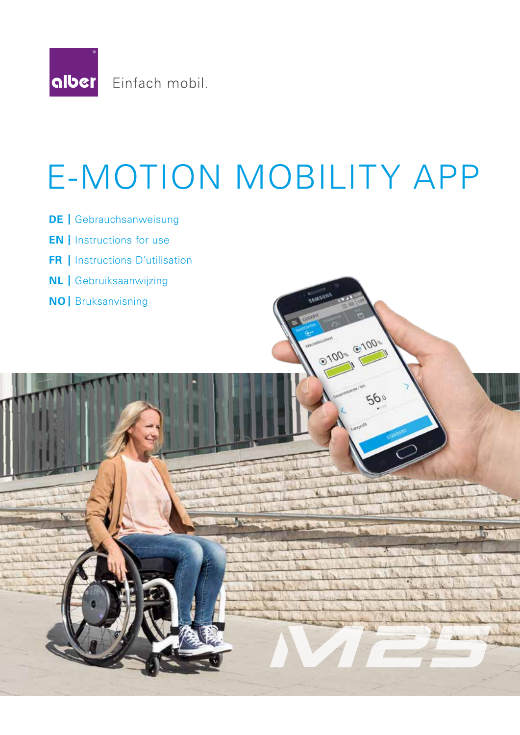alber® Einfach mobil.

# E-MOTION MOBILITY APP

**DE |** Gebrauchsanweisung

**EN |** Instructions for use

**FR |** Instructions D'utilisation

**NL |** Gebruiksaanwijzing

**NO |** Bruksanvisning

M25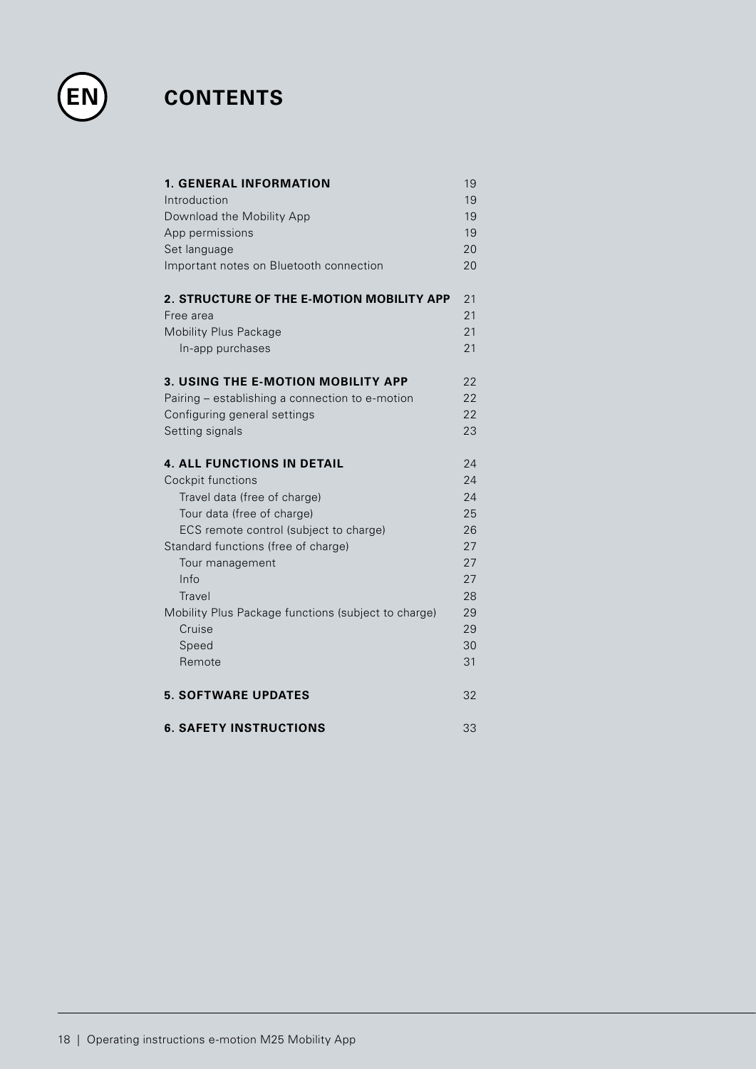# CONTENTS

| | |
|---|---|
| **1. GENERAL INFORMATION** | 19 |
| Introduction | 19 |
| Download the Mobility App | 19 |
| App permissions | 19 |
| Set language | 20 |
| Important notes on Bluetooth connection | 20 |
| **2. STRUCTURE OF THE E-MOTION MOBILITY APP** | 21 |
| Free area | 21 |
| Mobility Plus Package | 21 |
| In-app purchases | 21 |
| **3. USING THE E-MOTION MOBILITY APP** | 22 |
| Pairing – establishing a connection to e-motion | 22 |
| Configuring general settings | 22 |
| Setting signals | 23 |
| **4. ALL FUNCTIONS IN DETAIL** | 24 |
| Cockpit functions | 24 |
| Travel data (free of charge) | 24 |
| Tour data (free of charge) | 25 |
| ECS remote control (subject to charge) | 26 |
| Standard functions (free of charge) | 27 |
| Tour management | 27 |
| Info | 27 |
| Travel | 28 |
| Mobility Plus Package functions (subject to charge) | 29 |
| Cruise | 29 |
| Speed | 30 |
| Remote | 31 |
| **5. SOFTWARE UPDATES** | 32 |
| **6. SAFETY INSTRUCTIONS** | 33 |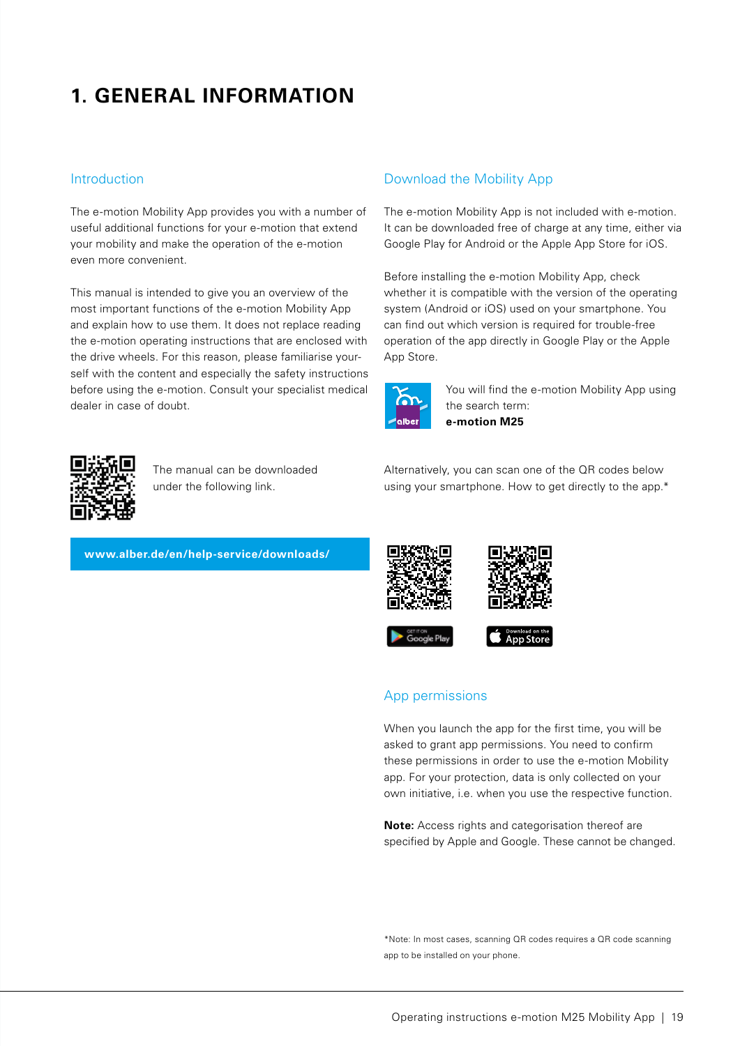# 1. GENERAL INFORMATION

## Introduction

The e-motion Mobility App provides you with a number of useful additional functions for your e-motion that extend your mobility and make the operation of the e-motion even more convenient.

This manual is intended to give you an overview of the most important functions of the e-motion Mobility App and explain how to use them. It does not replace reading the e-motion operating instructions that are enclosed with the drive wheels. For this reason, please familiarise yourself with the content and especially the safety instructions before using the e-motion. Consult your specialist medical dealer in case of doubt.

The manual can be downloaded under the following link.

**www.alber.de/en/help-service/downloads/**

## Download the Mobility App

The e-motion Mobility App is not included with e-motion. It can be downloaded free of charge at any time, either via Google Play for Android or the Apple App Store for iOS.

Before installing the e-motion Mobility App, check whether it is compatible with the version of the operating system (Android or iOS) used on your smartphone. You can find out which version is required for trouble-free operation of the app directly in Google Play or the Apple App Store.

You will find the e-motion Mobility App using the search term:
**e-motion M25**

Alternatively, you can scan one of the QR codes below using your smartphone. How to get directly to the app.*

GET IT ON Google Play

Download on the App Store

## App permissions

When you launch the app for the first time, you will be asked to grant app permissions. You need to confirm these permissions in order to use the e-motion Mobility app. For your protection, data is only collected on your own initiative, i.e. when you use the respective function.

**Note:** Access rights and categorisation thereof are specified by Apple and Google. These cannot be changed.

*Note: In most cases, scanning QR codes requires a QR code scanning app to be installed on your phone.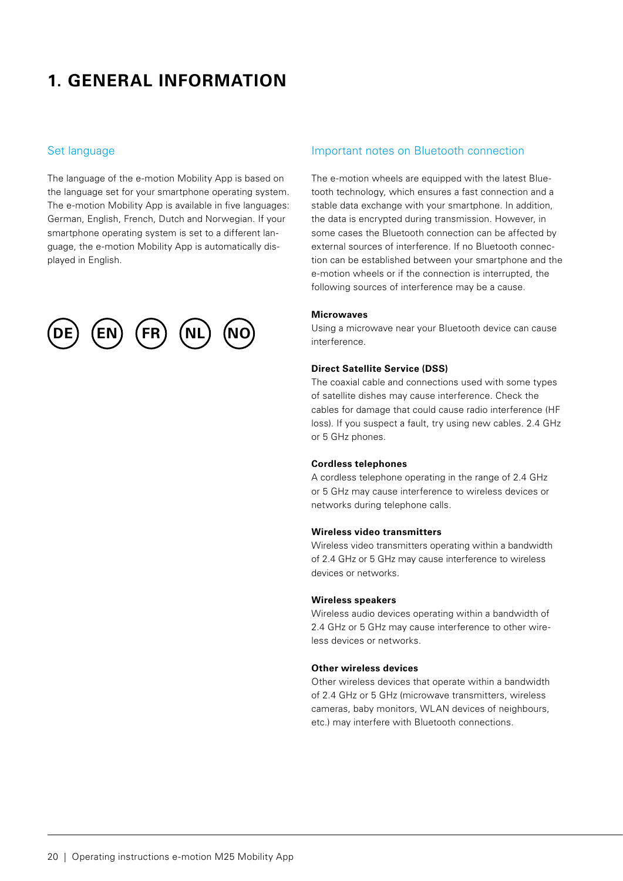# 1. GENERAL INFORMATION

## Set language

The language of the e-motion Mobility App is based on the language set for your smartphone operating system. The e-motion Mobility App is available in five languages: German, English, French, Dutch and Norwegian. If your smartphone operating system is set to a different language, the e-motion Mobility App is automatically displayed in English.

DE EN FR NL NO

## Important notes on Bluetooth connection

The e-motion wheels are equipped with the latest Bluetooth technology, which ensures a fast connection and a stable data exchange with your smartphone. In addition, the data is encrypted during transmission. However, in some cases the Bluetooth connection can be affected by external sources of interference. If no Bluetooth connection can be established between your smartphone and the e-motion wheels or if the connection is interrupted, the following sources of interference may be a cause.

**Microwaves**
Using a microwave near your Bluetooth device can cause interference.

**Direct Satellite Service (DSS)**
The coaxial cable and connections used with some types of satellite dishes may cause interference. Check the cables for damage that could cause radio interference (HF loss). If you suspect a fault, try using new cables. 2.4 GHz or 5 GHz phones.

**Cordless telephones**
A cordless telephone operating in the range of 2.4 GHz or 5 GHz may cause interference to wireless devices or networks during telephone calls.

**Wireless video transmitters**
Wireless video transmitters operating within a bandwidth of 2.4 GHz or 5 GHz may cause interference to wireless devices or networks.

**Wireless speakers**
Wireless audio devices operating within a bandwidth of 2.4 GHz or 5 GHz may cause interference to other wireless devices or networks.

**Other wireless devices**
Other wireless devices that operate within a bandwidth of 2.4 GHz or 5 GHz (microwave transmitters, wireless cameras, baby monitors, WLAN devices of neighbours, etc.) may interfere with Bluetooth connections.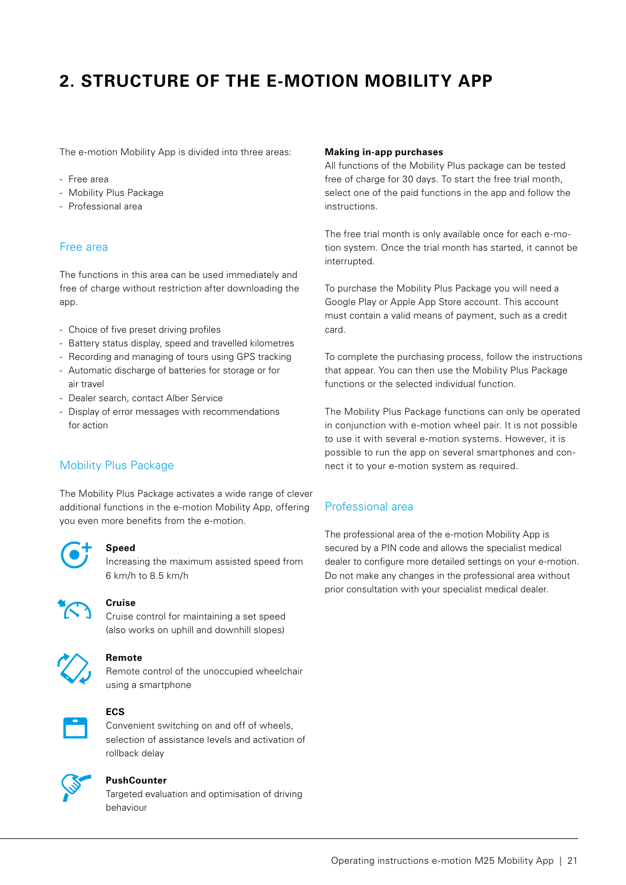# 2. STRUCTURE OF THE E-MOTION MOBILITY APP

The e-motion Mobility App is divided into three areas:

- Free area
- Mobility Plus Package
- Professional area

## Free area

The functions in this area can be used immediately and free of charge without restriction after downloading the app.

- Choice of five preset driving profiles
- Battery status display, speed and travelled kilometres
- Recording and managing of tours using GPS tracking
- Automatic discharge of batteries for storage or for air travel
- Dealer search, contact Alber Service
- Display of error messages with recommendations for action

## Mobility Plus Package

The Mobility Plus Package activates a wide range of clever additional functions in the e-motion Mobility App, offering you even more benefits from the e-motion.

**Speed**
Increasing the maximum assisted speed from 6 km/h to 8.5 km/h

**Cruise**
Cruise control for maintaining a set speed (also works on uphill and downhill slopes)

**Remote**
Remote control of the unoccupied wheelchair using a smartphone

**ECS**
Convenient switching on and off of wheels, selection of assistance levels and activation of rollback delay

**PushCounter**
Targeted evaluation and optimisation of driving behaviour

**Making in-app purchases**
All functions of the Mobility Plus package can be tested free of charge for 30 days. To start the free trial month, select one of the paid functions in the app and follow the instructions.

The free trial month is only available once for each e-motion system. Once the trial month has started, it cannot be interrupted.

To purchase the Mobility Plus Package you will need a Google Play or Apple App Store account. This account must contain a valid means of payment, such as a credit card.

To complete the purchasing process, follow the instructions that appear. You can then use the Mobility Plus Package functions or the selected individual function.

The Mobility Plus Package functions can only be operated in conjunction with e-motion wheel pair. It is not possible to use it with several e-motion systems. However, it is possible to run the app on several smartphones and connect it to your e-motion system as required.

## Professional area

The professional area of the e-motion Mobility App is secured by a PIN code and allows the specialist medical dealer to configure more detailed settings on your e-motion. Do not make any changes in the professional area without prior consultation with your specialist medical dealer.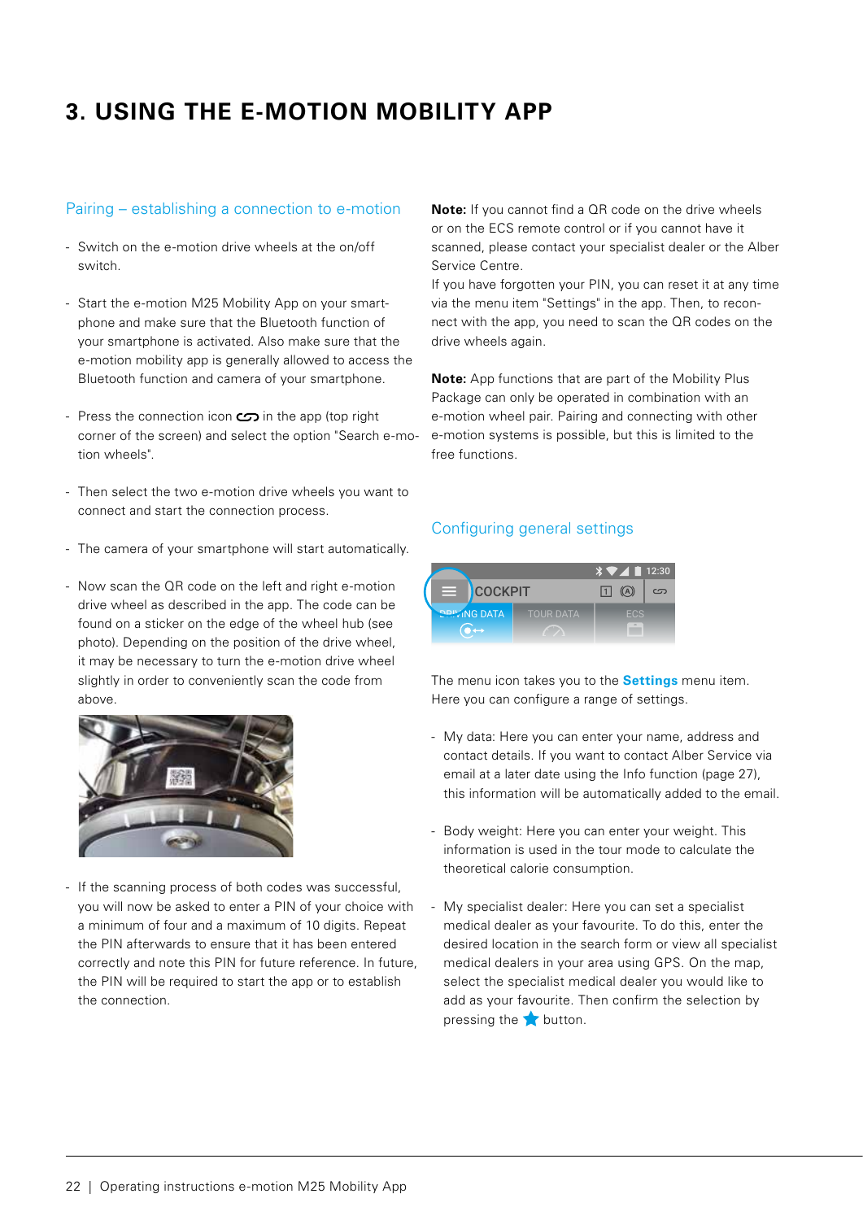# 3. USING THE E-MOTION MOBILITY APP

## Pairing – establishing a connection to e-motion

- Switch on the e-motion drive wheels at the on/off switch.

- Start the e-motion M25 Mobility App on your smartphone and make sure that the Bluetooth function of your smartphone is activated. Also make sure that the e-motion mobility app is generally allowed to access the Bluetooth function and camera of your smartphone.

- Press the connection icon in the app (top right corner of the screen) and select the option "Search e-motion wheels".

- Then select the two e-motion drive wheels you want to connect and start the connection process.

- The camera of your smartphone will start automatically.

- Now scan the QR code on the left and right e-motion drive wheel as described in the app. The code can be found on a sticker on the edge of the wheel hub (see photo). Depending on the position of the drive wheel, it may be necessary to turn the e-motion drive wheel slightly in order to conveniently scan the code from above.

- If the scanning process of both codes was successful, you will now be asked to enter a PIN of your choice with a minimum of four and a maximum of 10 digits. Repeat the PIN afterwards to ensure that it has been entered correctly and note this PIN for future reference. In future, the PIN will be required to start the app or to establish the connection.

**Note:** If you cannot find a QR code on the drive wheels or on the ECS remote control or if you cannot have it scanned, please contact your specialist dealer or the Alber Service Centre.
If you have forgotten your PIN, you can reset it at any time via the menu item "Settings" in the app. Then, to reconnect with the app, you need to scan the QR codes on the drive wheels again.

**Note:** App functions that are part of the Mobility Plus Package can only be operated in combination with an e-motion wheel pair. Pairing and connecting with other e-motion systems is possible, but this is limited to the free functions.

## Configuring general settings

COCKPIT
DRIVING DATA
TOUR DATA
ECS

The menu icon takes you to the **Settings** menu item. Here you can configure a range of settings.

- My data: Here you can enter your name, address and contact details. If you want to contact Alber Service via email at a later date using the Info function (page 27), this information will be automatically added to the email.

- Body weight: Here you can enter your weight. This information is used in the tour mode to calculate the theoretical calorie consumption.

- My specialist dealer: Here you can set a specialist medical dealer as your favourite. To do this, enter the desired location in the search form or view all specialist medical dealers in your area using GPS. On the map, select the specialist medical dealer you would like to add as your favourite. Then confirm the selection by pressing the ★ button.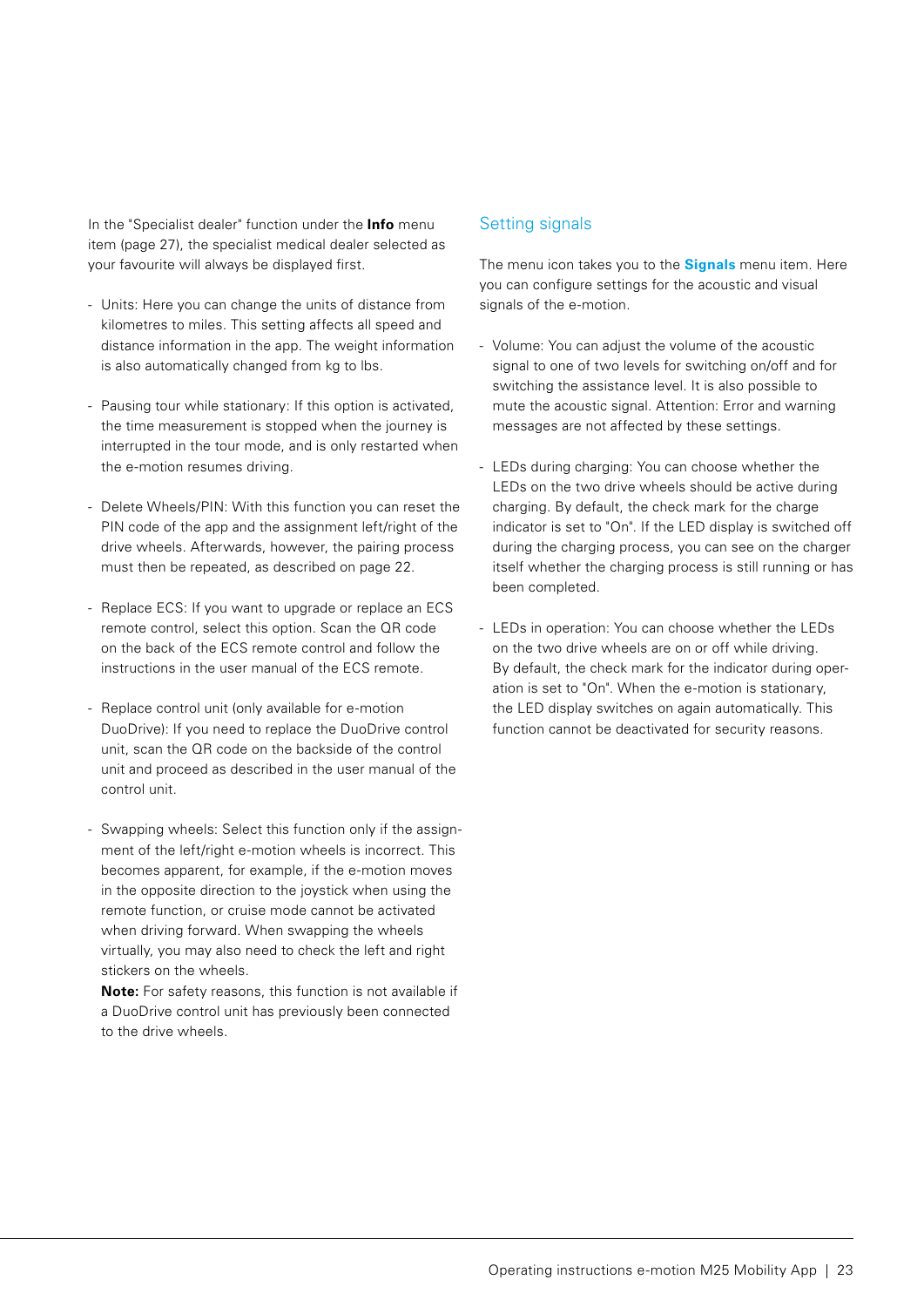In the "Specialist dealer" function under the **Info** menu item (page 27), the specialist medical dealer selected as your favourite will always be displayed first.

- Units: Here you can change the units of distance from kilometres to miles. This setting affects all speed and distance information in the app. The weight information is also automatically changed from kg to lbs.

- Pausing tour while stationary: If this option is activated, the time measurement is stopped when the journey is interrupted in the tour mode, and is only restarted when the e-motion resumes driving.

- Delete Wheels/PIN: With this function you can reset the PIN code of the app and the assignment left/right of the drive wheels. Afterwards, however, the pairing process must then be repeated, as described on page 22.

- Replace ECS: If you want to upgrade or replace an ECS remote control, select this option. Scan the QR code on the back of the ECS remote control and follow the instructions in the user manual of the ECS remote.

- Replace control unit (only available for e-motion DuoDrive): If you need to replace the DuoDrive control unit, scan the QR code on the backside of the control unit and proceed as described in the user manual of the control unit.

- Swapping wheels: Select this function only if the assignment of the left/right e-motion wheels is incorrect. This becomes apparent, for example, if the e-motion moves in the opposite direction to the joystick when using the remote function, or cruise mode cannot be activated when driving forward. When swapping the wheels virtually, you may also need to check the left and right stickers on the wheels.
  **Note:** For safety reasons, this function is not available if a DuoDrive control unit has previously been connected to the drive wheels.

## Setting signals

The menu icon takes you to the **Signals** menu item. Here you can configure settings for the acoustic and visual signals of the e-motion.

- Volume: You can adjust the volume of the acoustic signal to one of two levels for switching on/off and for switching the assistance level. It is also possible to mute the acoustic signal. Attention: Error and warning messages are not affected by these settings.

- LEDs during charging: You can choose whether the LEDs on the two drive wheels should be active during charging. By default, the check mark for the charge indicator is set to "On". If the LED display is switched off during the charging process, you can see on the charger itself whether the charging process is still running or has been completed.

- LEDs in operation: You can choose whether the LEDs on the two drive wheels are on or off while driving. By default, the check mark for the indicator during operation is set to "On". When the e-motion is stationary, the LED display switches on again automatically. This function cannot be deactivated for security reasons.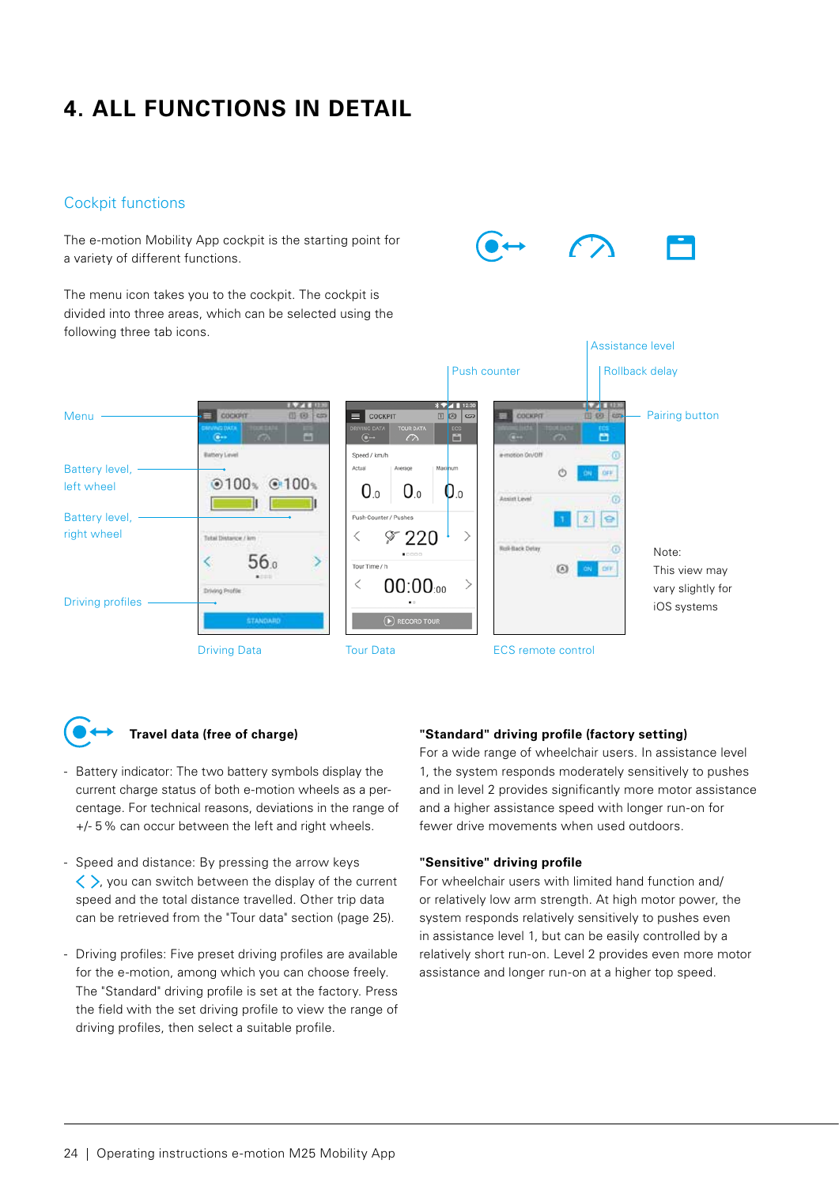# 4. ALL FUNCTIONS IN DETAIL

## Cockpit functions

The e-motion Mobility App cockpit is the starting point for a variety of different functions.

The menu icon takes you to the cockpit. The cockpit is divided into three areas, which can be selected using the following three tab icons.

Menu

Battery level, left wheel

Battery level, right wheel

Driving profiles

Push counter

Assistance level

Rollback delay

Pairing button

Driving Data

Tour Data

ECS remote control

Note:
This view may vary slightly for iOS systems

### Travel data (free of charge)

- Battery indicator: The two battery symbols display the current charge status of both e-motion wheels as a percentage. For technical reasons, deviations in the range of +/- 5 % can occur between the left and right wheels.

- Speed and distance: By pressing the arrow keys < >, you can switch between the display of the current speed and the total distance travelled. Other trip data can be retrieved from the "Tour data" section (page 25).

- Driving profiles: Five preset driving profiles are available for the e-motion, among which you can choose freely. The "Standard" driving profile is set at the factory. Press the field with the set driving profile to view the range of driving profiles, then select a suitable profile.

**"Standard" driving profile (factory setting)**

For a wide range of wheelchair users. In assistance level 1, the system responds moderately sensitively to pushes and in level 2 provides significantly more motor assistance and a higher assistance speed with longer run-on for fewer drive movements when used outdoors.

**"Sensitive" driving profile**

For wheelchair users with limited hand function and/ or relatively low arm strength. At high motor power, the system responds relatively sensitively to pushes even in assistance level 1, but can be easily controlled by a relatively short run-on. Level 2 provides even more motor assistance and longer run-on at a higher top speed.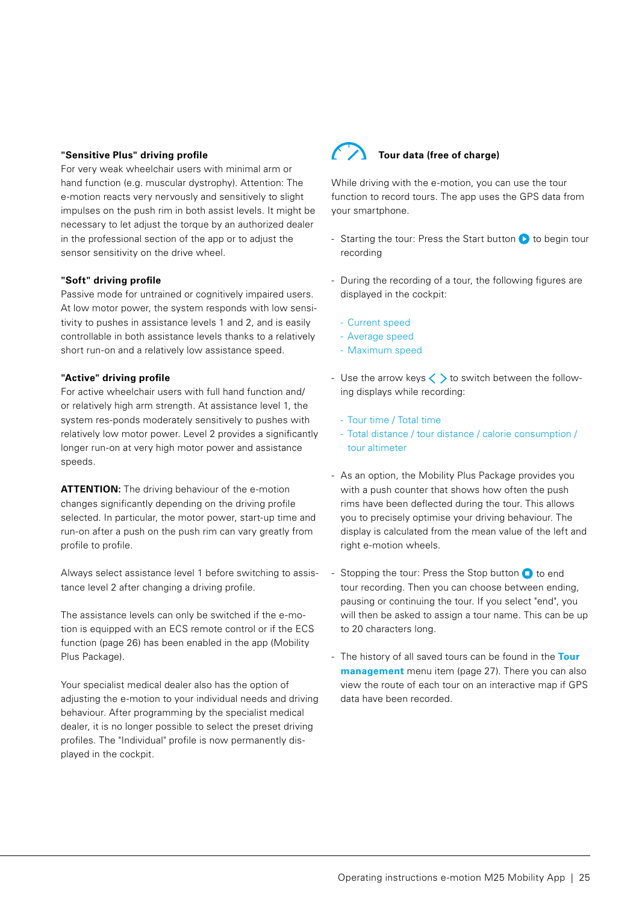**"Sensitive Plus" driving profile**
For very weak wheelchair users with minimal arm or hand function (e.g. muscular dystrophy). Attention: The e-motion reacts very nervously and sensitively to slight impulses on the push rim in both assist levels. It might be necessary to let adjust the torque by an authorized dealer in the professional section of the app or to adjust the sensor sensitivity on the drive wheel.

**"Soft" driving profile**
Passive mode for untrained or cognitively impaired users. At low motor power, the system responds with low sensitivity to pushes in assistance levels 1 and 2, and is easily controllable in both assistance levels thanks to a relatively short run-on and a relatively low assistance speed.

**"Active" driving profile**
For active wheelchair users with full hand function and/or relatively high arm strength. At assistance level 1, the system res-ponds moderately sensitively to pushes with relatively low motor power. Level 2 provides a significantly longer run-on at very high motor power and assistance speeds.

**ATTENTION:** The driving behaviour of the e-motion changes significantly depending on the driving profile selected. In particular, the motor power, start-up time and run-on after a push on the push rim can vary greatly from profile to profile.

Always select assistance level 1 before switching to assistance level 2 after changing a driving profile.

The assistance levels can only be switched if the e-motion is equipped with an ECS remote control or if the ECS function (page 26) has been enabled in the app (Mobility Plus Package).

Your specialist medical dealer also has the option of adjusting the e-motion to your individual needs and driving behaviour. After programming by the specialist medical dealer, it is no longer possible to select the preset driving profiles. The "Individual" profile is now permanently displayed in the cockpit.

## Tour data (free of charge)

While driving with the e-motion, you can use the tour function to record tours. The app uses the GPS data from your smartphone.

- Starting the tour: Press the Start button to begin tour recording
- During the recording of a tour, the following figures are displayed in the cockpit:
  - Current speed
  - Average speed
  - Maximum speed
- Use the arrow keys < > to switch between the following displays while recording:
  - Tour time / Total time
  - Total distance / tour distance / calorie consumption / tour altimeter
- As an option, the Mobility Plus Package provides you with a push counter that shows how often the push rims have been deflected during the tour. This allows you to precisely optimise your driving behaviour. The display is calculated from the mean value of the left and right e-motion wheels.
- Stopping the tour: Press the Stop button to end tour recording. Then you can choose between ending, pausing or continuing the tour. If you select "end", you will then be asked to assign a tour name. This can be up to 20 characters long.
- The history of all saved tours can be found in the **Tour management** menu item (page 27). There you can also view the route of each tour on an interactive map if GPS data have been recorded.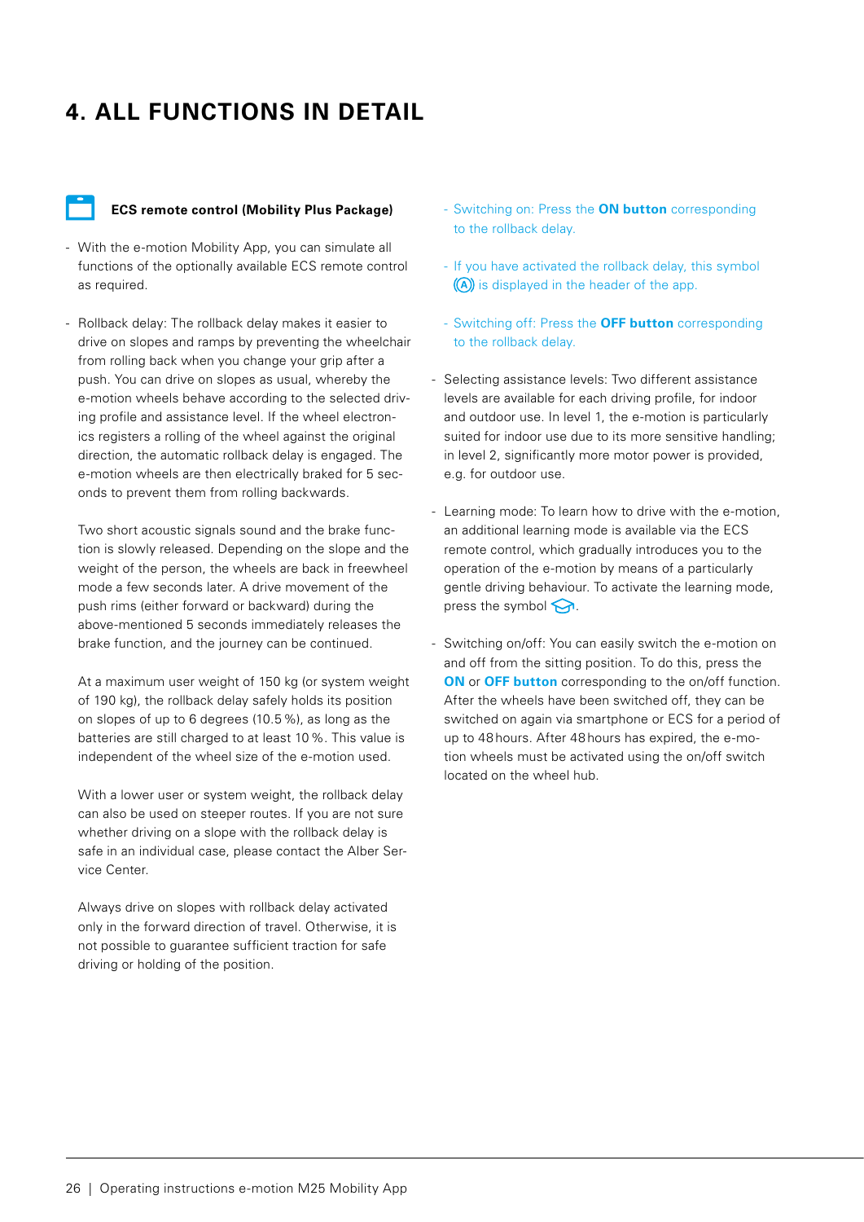// OCR output below reproduces visible page text; the "(A)" for the rollback-delay symbol and "symbol." for the learning-mode icon are text placeholders, since no detected images were provided.
# 4. ALL FUNCTIONS IN DETAIL

**ECS remote control (Mobility Plus Package)**

- With the e-motion Mobility App, you can simulate all functions of the optionally available ECS remote control as required.

- Rollback delay: The rollback delay makes it easier to drive on slopes and ramps by preventing the wheelchair from rolling back when you change your grip after a push. You can drive on slopes as usual, whereby the e-motion wheels behave according to the selected driving profile and assistance level. If the wheel electronics registers a rolling of the wheel against the original direction, the automatic rollback delay is engaged. The e-motion wheels are then electrically braked for 5 seconds to prevent them from rolling backwards.

  Two short acoustic signals sound and the brake function is slowly released. Depending on the slope and the weight of the person, the wheels are back in freewheel mode a few seconds later. A drive movement of the push rims (either forward or backward) during the above-mentioned 5 seconds immediately releases the brake function, and the journey can be continued.

  At a maximum user weight of 150 kg (or system weight of 190 kg), the rollback delay safely holds its position on slopes of up to 6 degrees (10.5 %), as long as the batteries are still charged to at least 10 %. This value is independent of the wheel size of the e-motion used.

  With a lower user or system weight, the rollback delay can also be used on steeper routes. If you are not sure whether driving on a slope with the rollback delay is safe in an individual case, please contact the Alber Service Center.

  Always drive on slopes with rollback delay activated only in the forward direction of travel. Otherwise, it is not possible to guarantee sufficient traction for safe driving or holding of the position.

  - Switching on: Press the **ON button** corresponding to the rollback delay.

  - If you have activated the rollback delay, this symbol (A) is displayed in the header of the app.

  - Switching off: Press the **OFF button** corresponding to the rollback delay.

- Selecting assistance levels: Two different assistance levels are available for each driving profile, for indoor and outdoor use. In level 1, the e-motion is particularly suited for indoor use due to its more sensitive handling; in level 2, significantly more motor power is provided, e.g. for outdoor use.

- Learning mode: To learn how to drive with the e-motion, an additional learning mode is available via the ECS remote control, which gradually introduces you to the operation of the e-motion by means of a particularly gentle driving behaviour. To activate the learning mode, press the symbol.

- Switching on/off: You can easily switch the e-motion on and off from the sitting position. To do this, press the **ON** or **OFF button** corresponding to the on/off function. After the wheels have been switched off, they can be switched on again via smartphone or ECS for a period of up to 48 hours. After 48 hours has expired, the e-motion wheels must be activated using the on/off switch located on the wheel hub.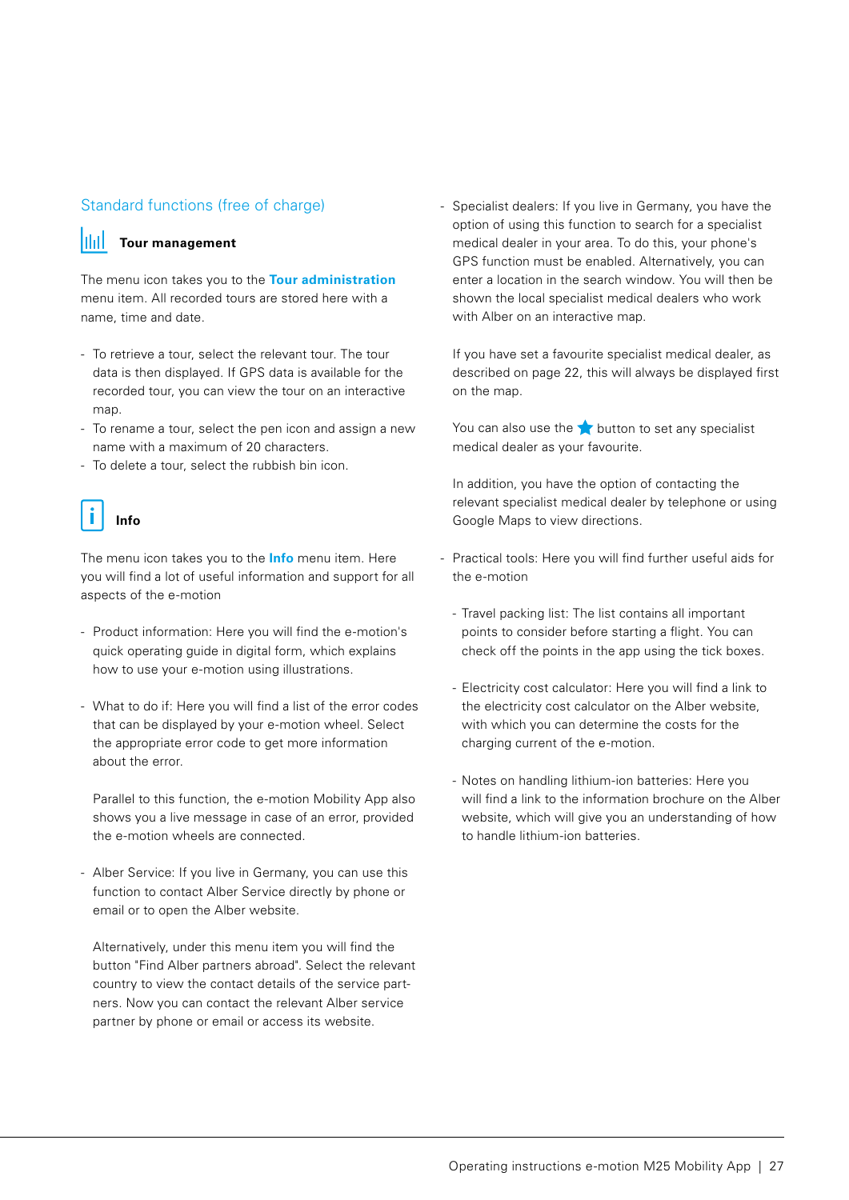## Standard functions (free of charge)

### Tour management

The menu icon takes you to the **Tour administration** menu item. All recorded tours are stored here with a name, time and date.

- To retrieve a tour, select the relevant tour. The tour data is then displayed. If GPS data is available for the recorded tour, you can view the tour on an interactive map.
- To rename a tour, select the pen icon and assign a new name with a maximum of 20 characters.
- To delete a tour, select the rubbish bin icon.

### Info

The menu icon takes you to the **Info** menu item. Here you will find a lot of useful information and support for all aspects of the e-motion

- Product information: Here you will find the e-motion's quick operating guide in digital form, which explains how to use your e-motion using illustrations.
- What to do if: Here you will find a list of the error codes that can be displayed by your e-motion wheel. Select the appropriate error code to get more information about the error.

  Parallel to this function, the e-motion Mobility App also shows you a live message in case of an error, provided the e-motion wheels are connected.
- Alber Service: If you live in Germany, you can use this function to contact Alber Service directly by phone or email or to open the Alber website.

  Alternatively, under this menu item you will find the button "Find Alber partners abroad". Select the relevant country to view the contact details of the service partners. Now you can contact the relevant Alber service partner by phone or email or access its website.
- Specialist dealers: If you live in Germany, you have the option of using this function to search for a specialist medical dealer in your area. To do this, your phone's GPS function must be enabled. Alternatively, you can enter a location in the search window. You will then be shown the local specialist medical dealers who work with Alber on an interactive map.

  If you have set a favourite specialist medical dealer, as described on page 22, this will always be displayed first on the map.

  You can also use the ★ button to set any specialist medical dealer as your favourite.

  In addition, you have the option of contacting the relevant specialist medical dealer by telephone or using Google Maps to view directions.
- Practical tools: Here you will find further useful aids for the e-motion
  - Travel packing list: The list contains all important points to consider before starting a flight. You can check off the points in the app using the tick boxes.
  - Electricity cost calculator: Here you will find a link to the electricity cost calculator on the Alber website, with which you can determine the costs for the charging current of the e-motion.
  - Notes on handling lithium-ion batteries: Here you will find a link to the information brochure on the Alber website, which will give you an understanding of how to handle lithium-ion batteries.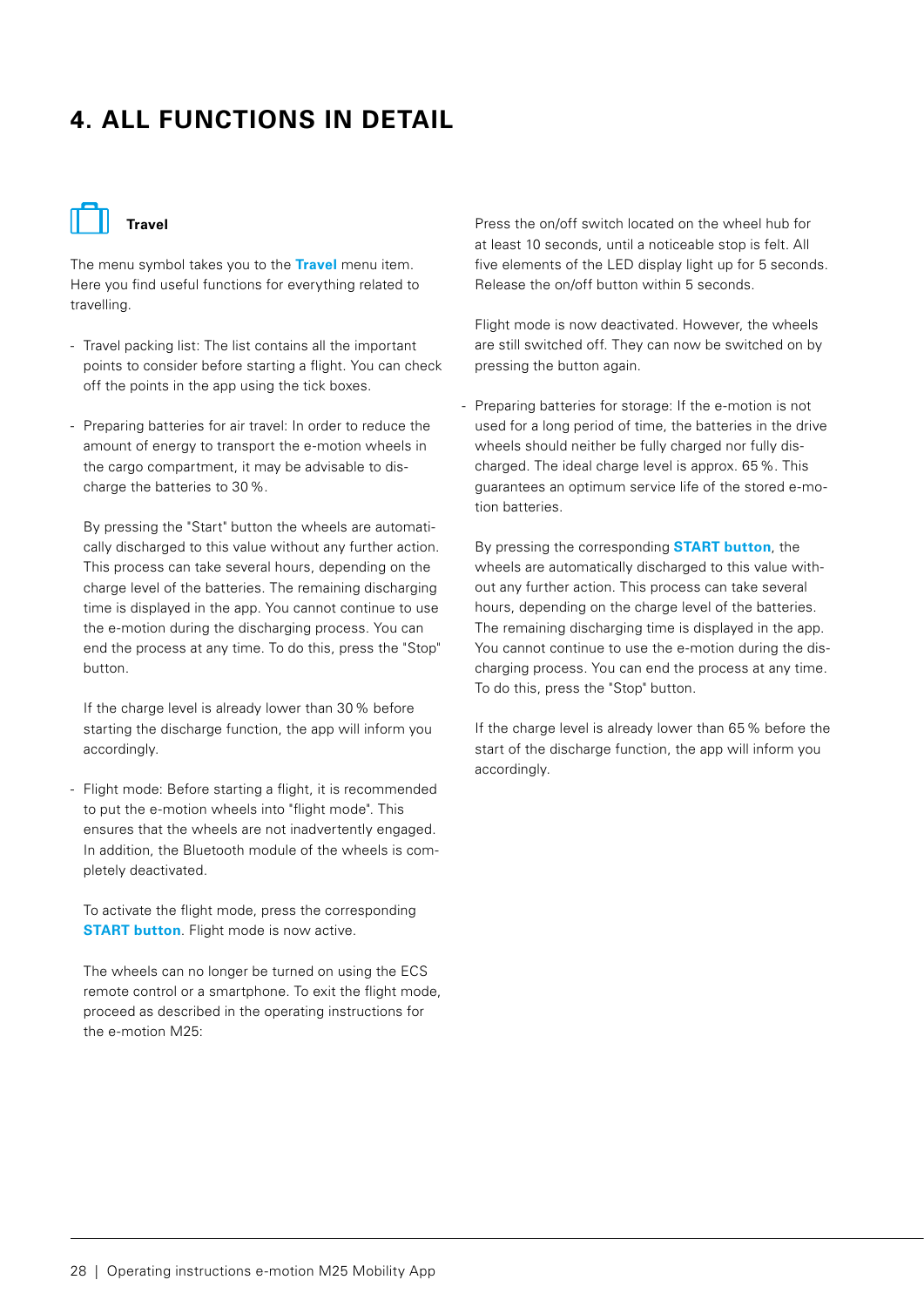# 4. ALL FUNCTIONS IN DETAIL

**Travel**

The menu symbol takes you to the **Travel** menu item. Here you find useful functions for everything related to travelling.

- Travel packing list: The list contains all the important points to consider before starting a flight. You can check off the points in the app using the tick boxes.

- Preparing batteries for air travel: In order to reduce the amount of energy to transport the e-motion wheels in the cargo compartment, it may be advisable to discharge the batteries to 30 %.

  By pressing the "Start" button the wheels are automatically discharged to this value without any further action. This process can take several hours, depending on the charge level of the batteries. The remaining discharging time is displayed in the app. You cannot continue to use the e-motion during the discharging process. You can end the process at any time. To do this, press the "Stop" button.

  If the charge level is already lower than 30 % before starting the discharge function, the app will inform you accordingly.

- Flight mode: Before starting a flight, it is recommended to put the e-motion wheels into "flight mode". This ensures that the wheels are not inadvertently engaged. In addition, the Bluetooth module of the wheels is completely deactivated.

  To activate the flight mode, press the corresponding **START button**. Flight mode is now active.

  The wheels can no longer be turned on using the ECS remote control or a smartphone. To exit the flight mode, proceed as described in the operating instructions for the e-motion M25:

  Press the on/off switch located on the wheel hub for at least 10 seconds, until a noticeable stop is felt. All five elements of the LED display light up for 5 seconds. Release the on/off button within 5 seconds.

  Flight mode is now deactivated. However, the wheels are still switched off. They can now be switched on by pressing the button again.

- Preparing batteries for storage: If the e-motion is not used for a long period of time, the batteries in the drive wheels should neither be fully charged nor fully discharged. The ideal charge level is approx. 65 %. This guarantees an optimum service life of the stored e-motion batteries.

  By pressing the corresponding **START button**, the wheels are automatically discharged to this value without any further action. This process can take several hours, depending on the charge level of the batteries. The remaining discharging time is displayed in the app. You cannot continue to use the e-motion during the discharging process. You can end the process at any time. To do this, press the "Stop" button.

  If the charge level is already lower than 65 % before the start of the discharge function, the app will inform you accordingly.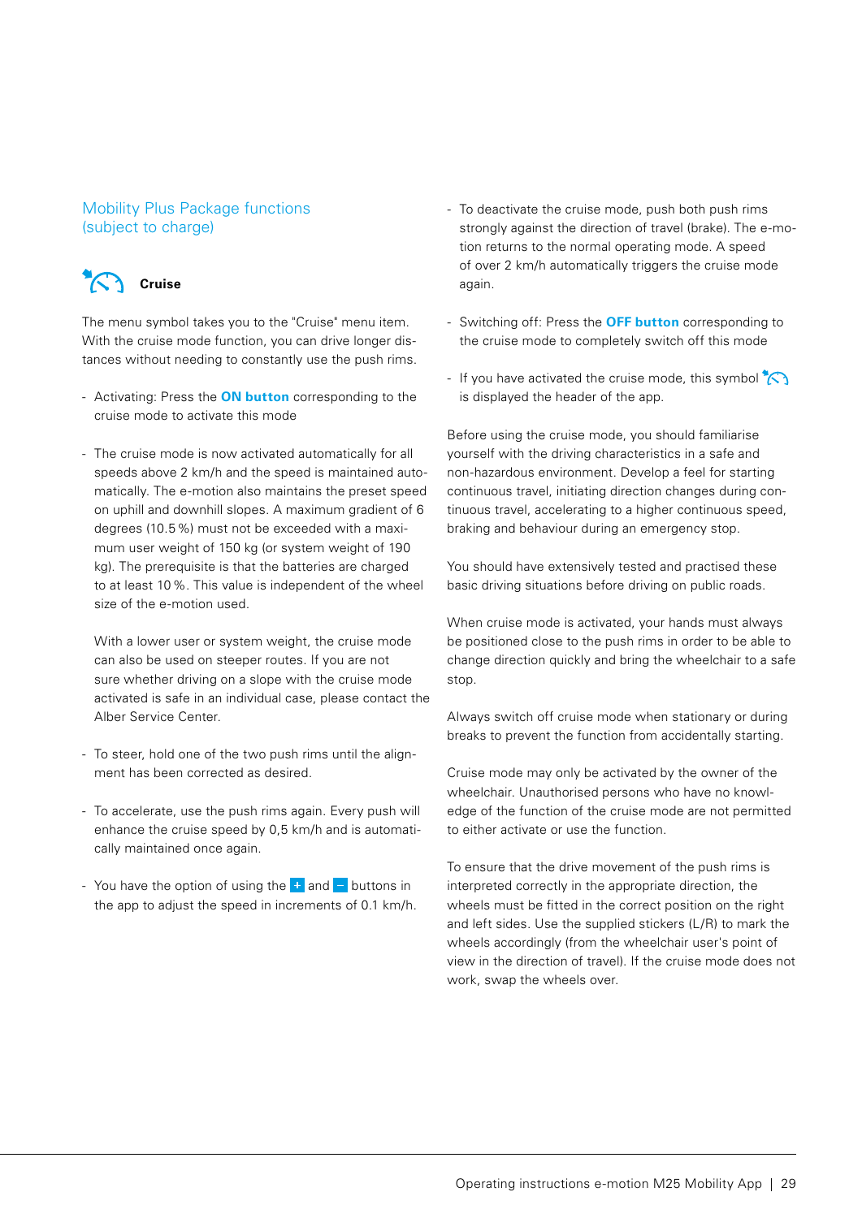## Mobility Plus Package functions (subject to charge)

### Cruise

The menu symbol takes you to the "Cruise" menu item. With the cruise mode function, you can drive longer distances without needing to constantly use the push rims.

- Activating: Press the **ON button** corresponding to the cruise mode to activate this mode

- The cruise mode is now activated automatically for all speeds above 2 km/h and the speed is maintained automatically. The e-motion also maintains the preset speed on uphill and downhill slopes. A maximum gradient of 6 degrees (10.5 %) must not be exceeded with a maximum user weight of 150 kg (or system weight of 190 kg). The prerequisite is that the batteries are charged to at least 10 %. This value is independent of the wheel size of the e-motion used.

  With a lower user or system weight, the cruise mode can also be used on steeper routes. If you are not sure whether driving on a slope with the cruise mode activated is safe in an individual case, please contact the Alber Service Center.

- To steer, hold one of the two push rims until the alignment has been corrected as desired.

- To accelerate, use the push rims again. Every push will enhance the cruise speed by 0,5 km/h and is automatically maintained once again.

- You have the option of using the + and – buttons in the app to adjust the speed in increments of 0.1 km/h.

- To deactivate the cruise mode, push both push rims strongly against the direction of travel (brake). The e-motion returns to the normal operating mode. A speed of over 2 km/h automatically triggers the cruise mode again.

- Switching off: Press the **OFF button** corresponding to the cruise mode to completely switch off this mode

- If you have activated the cruise mode, this symbol is displayed the header of the app.

Before using the cruise mode, you should familiarise yourself with the driving characteristics in a safe and non-hazardous environment. Develop a feel for starting continuous travel, initiating direction changes during continuous travel, accelerating to a higher continuous speed, braking and behaviour during an emergency stop.

You should have extensively tested and practised these basic driving situations before driving on public roads.

When cruise mode is activated, your hands must always be positioned close to the push rims in order to be able to change direction quickly and bring the wheelchair to a safe stop.

Always switch off cruise mode when stationary or during breaks to prevent the function from accidentally starting.

Cruise mode may only be activated by the owner of the wheelchair. Unauthorised persons who have no knowledge of the function of the cruise mode are not permitted to either activate or use the function.

To ensure that the drive movement of the push rims is interpreted correctly in the appropriate direction, the wheels must be fitted in the correct position on the right and left sides. Use the supplied stickers (L/R) to mark the wheels accordingly (from the wheelchair user's point of view in the direction of travel). If the cruise mode does not work, swap the wheels over.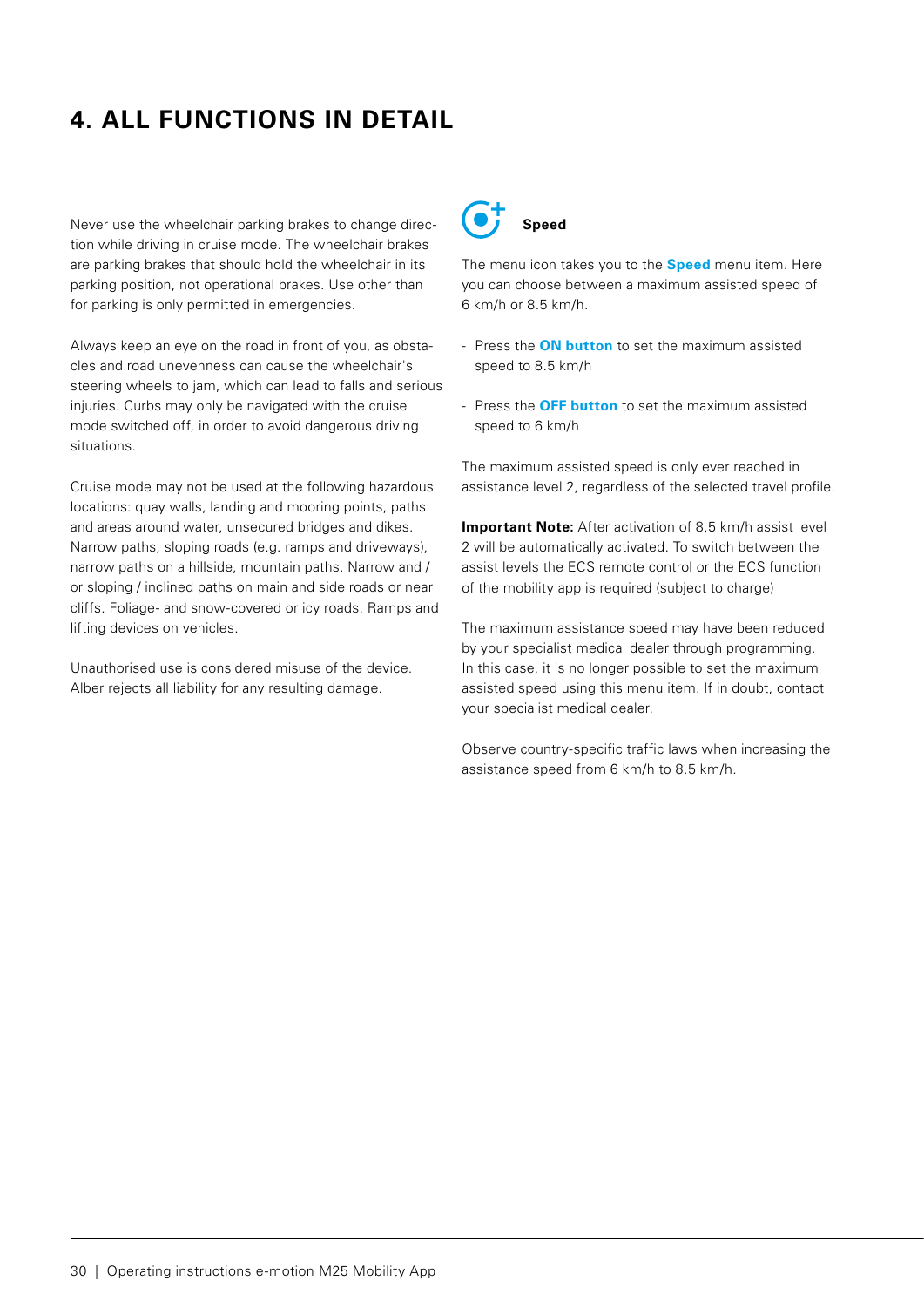# 4. ALL FUNCTIONS IN DETAIL

Never use the wheelchair parking brakes to change direction while driving in cruise mode. The wheelchair brakes are parking brakes that should hold the wheelchair in its parking position, not operational brakes. Use other than for parking is only permitted in emergencies.

Always keep an eye on the road in front of you, as obstacles and road unevenness can cause the wheelchair's steering wheels to jam, which can lead to falls and serious injuries. Curbs may only be navigated with the cruise mode switched off, in order to avoid dangerous driving situations.

Cruise mode may not be used at the following hazardous locations: quay walls, landing and mooring points, paths and areas around water, unsecured bridges and dikes. Narrow paths, sloping roads (e.g. ramps and driveways), narrow paths on a hillside, mountain paths. Narrow and / or sloping / inclined paths on main and side roads or near cliffs. Foliage- and snow-covered or icy roads. Ramps and lifting devices on vehicles.

Unauthorised use is considered misuse of the device. Alber rejects all liability for any resulting damage.

**Speed**

The menu icon takes you to the **Speed** menu item. Here you can choose between a maximum assisted speed of 6 km/h or 8.5 km/h.

- Press the **ON button** to set the maximum assisted speed to 8.5 km/h
- Press the **OFF button** to set the maximum assisted speed to 6 km/h

The maximum assisted speed is only ever reached in assistance level 2, regardless of the selected travel profile.

**Important Note:** After activation of 8,5 km/h assist level 2 will be automatically activated. To switch between the assist levels the ECS remote control or the ECS function of the mobility app is required (subject to charge)

The maximum assistance speed may have been reduced by your specialist medical dealer through programming. In this case, it is no longer possible to set the maximum assisted speed using this menu item. If in doubt, contact your specialist medical dealer.

Observe country-specific traffic laws when increasing the assistance speed from 6 km/h to 8.5 km/h.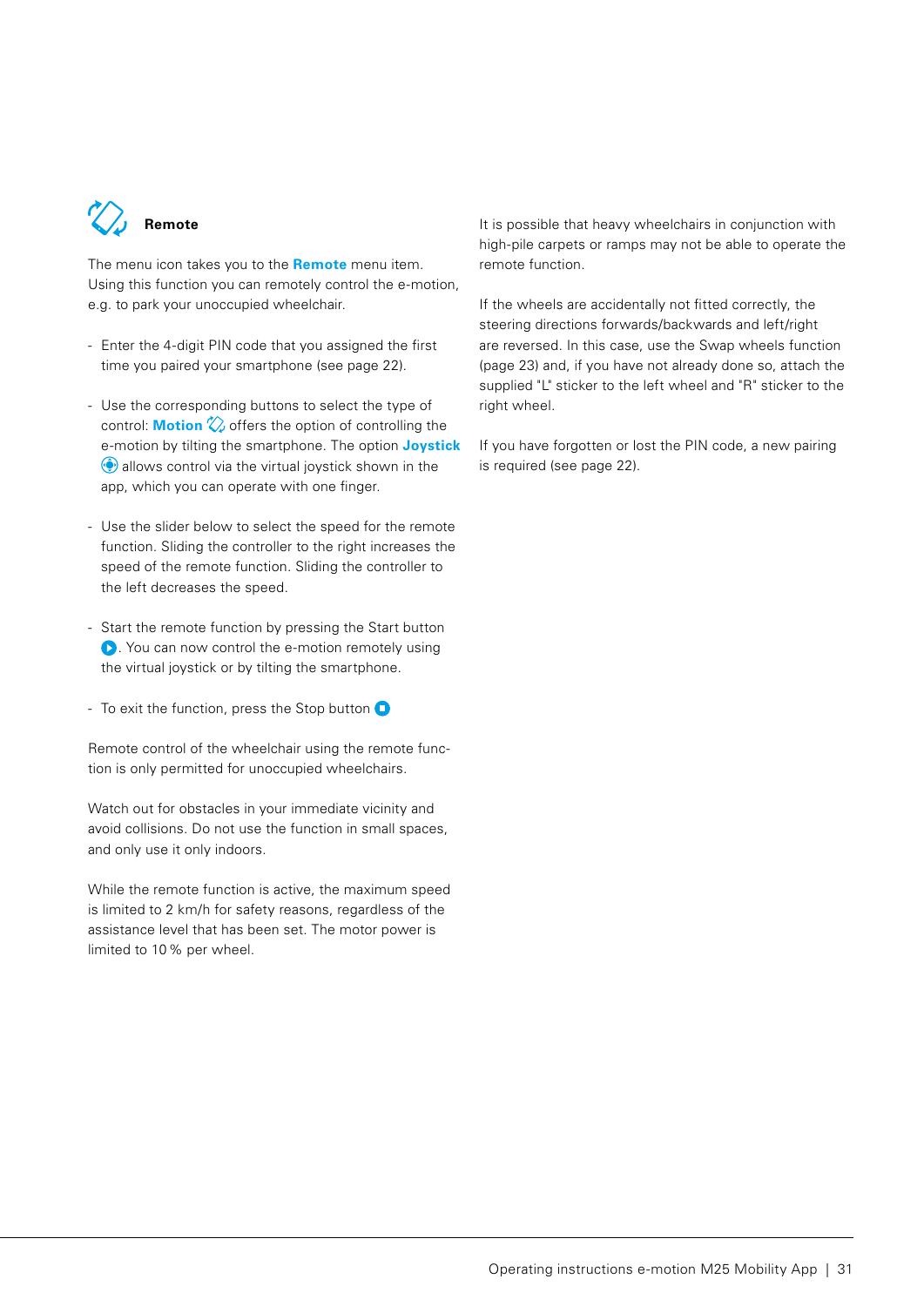## Remote

The menu icon takes you to the **Remote** menu item. Using this function you can remotely control the e-motion, e.g. to park your unoccupied wheelchair.

- Enter the 4-digit PIN code that you assigned the first time you paired your smartphone (see page 22).

- Use the corresponding buttons to select the type of control: **Motion** offers the option of controlling the e-motion by tilting the smartphone. The option **Joystick** allows control via the virtual joystick shown in the app, which you can operate with one finger.

- Use the slider below to select the speed for the remote function. Sliding the controller to the right increases the speed of the remote function. Sliding the controller to the left decreases the speed.

- Start the remote function by pressing the Start button. You can now control the e-motion remotely using the virtual joystick or by tilting the smartphone.

- To exit the function, press the Stop button

Remote control of the wheelchair using the remote function is only permitted for unoccupied wheelchairs.

Watch out for obstacles in your immediate vicinity and avoid collisions. Do not use the function in small spaces, and only use it only indoors.

While the remote function is active, the maximum speed is limited to 2 km/h for safety reasons, regardless of the assistance level that has been set. The motor power is limited to 10 % per wheel.

It is possible that heavy wheelchairs in conjunction with high-pile carpets or ramps may not be able to operate the remote function.

If the wheels are accidentally not fitted correctly, the steering directions forwards/backwards and left/right are reversed. In this case, use the Swap wheels function (page 23) and, if you have not already done so, attach the supplied "L" sticker to the left wheel and "R" sticker to the right wheel.

If you have forgotten or lost the PIN code, a new pairing is required (see page 22).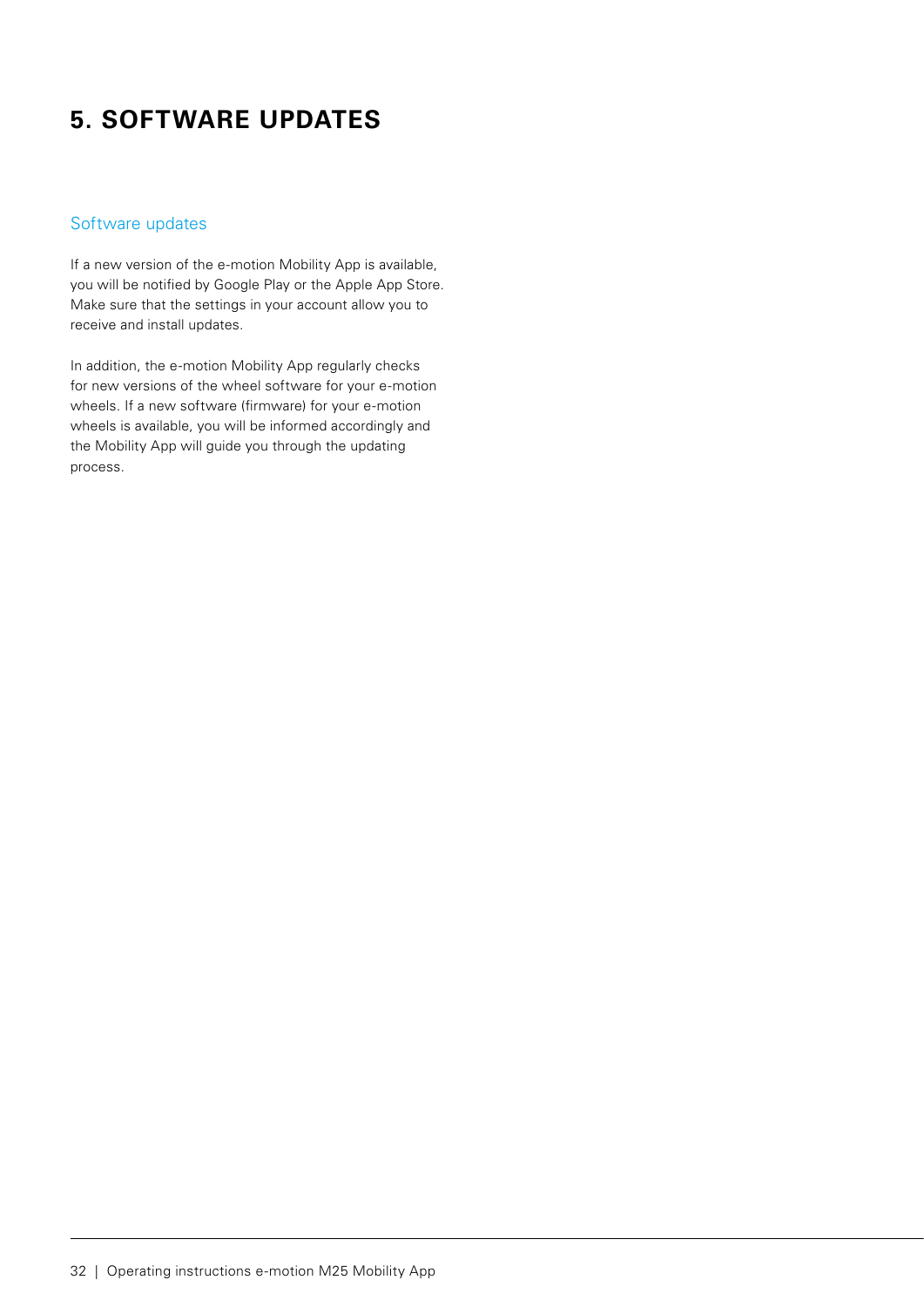# 5. SOFTWARE UPDATES

## Software updates

If a new version of the e-motion Mobility App is available, you will be notified by Google Play or the Apple App Store. Make sure that the settings in your account allow you to receive and install updates.

In addition, the e-motion Mobility App regularly checks for new versions of the wheel software for your e-motion wheels. If a new software (firmware) for your e-motion wheels is available, you will be informed accordingly and the Mobility App will guide you through the updating process.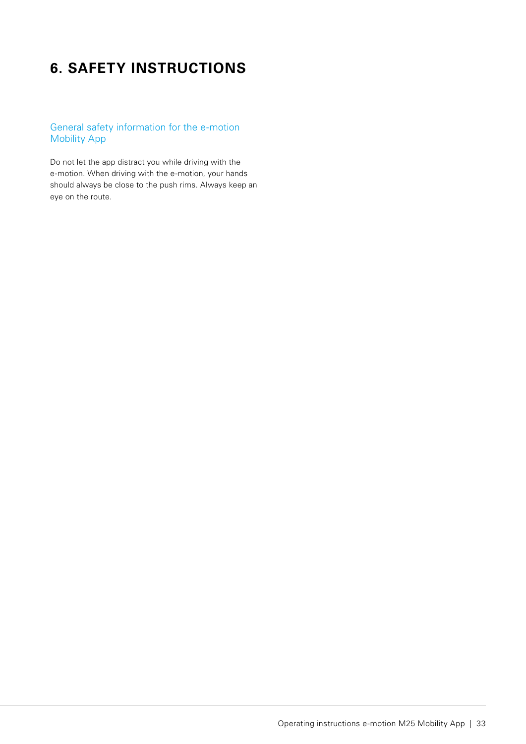# 6. SAFETY INSTRUCTIONS

## General safety information for the e-motion Mobility App

Do not let the app distract you while driving with the e-motion. When driving with the e-motion, your hands should always be close to the push rims. Always keep an eye on the route.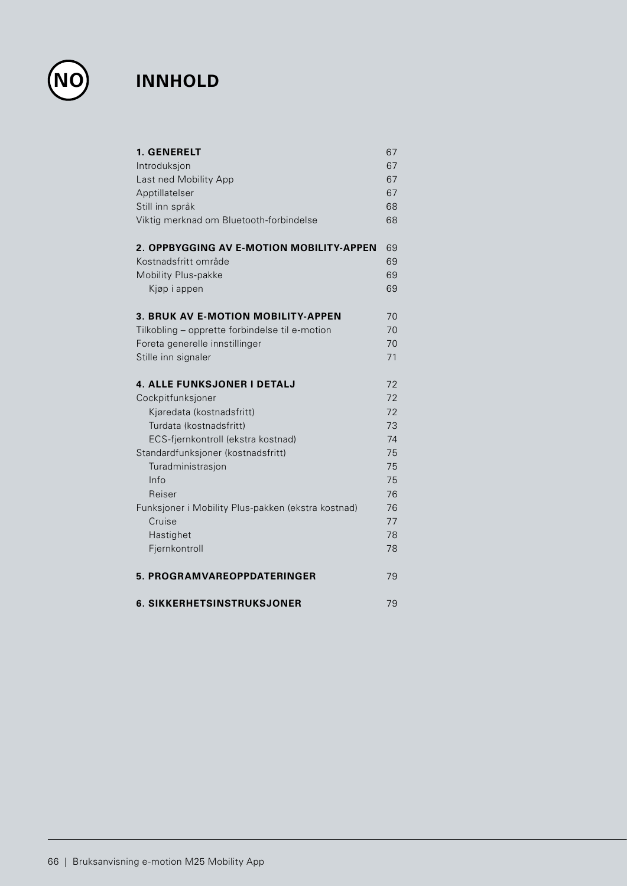# INNHOLD

| | |
|---|---|
| **1. GENERELT** | 67 |
| Introduksjon | 67 |
| Last ned Mobility App | 67 |
| Apptillatelser | 67 |
| Still inn språk | 68 |
| Viktig merknad om Bluetooth-forbindelse | 68 |
| **2. OPPBYGGING AV E-MOTION MOBILITY-APPEN** | 69 |
| Kostnadsfritt område | 69 |
| Mobility Plus-pakke | 69 |
| Kjøp i appen | 69 |
| **3. BRUK AV E-MOTION MOBILITY-APPEN** | 70 |
| Tilkobling – opprette forbindelse til e-motion | 70 |
| Foreta generelle innstillinger | 70 |
| Stille inn signaler | 71 |
| **4. ALLE FUNKSJONER I DETALJ** | 72 |
| Cockpitfunksjoner | 72 |
| Kjøredata (kostnadsfritt) | 72 |
| Turdata (kostnadsfritt) | 73 |
| ECS-fjernkontroll (ekstra kostnad) | 74 |
| Standardfunksjoner (kostnadsfritt) | 75 |
| Turadministrasjon | 75 |
| Info | 75 |
| Reiser | 76 |
| Funksjoner i Mobility Plus-pakken (ekstra kostnad) | 76 |
| Cruise | 77 |
| Hastighet | 78 |
| Fjernkontroll | 78 |
| **5. PROGRAMVAREOPPDATERINGER** | 79 |
| **6. SIKKERHETSINSTRUKSJONER** | 79 |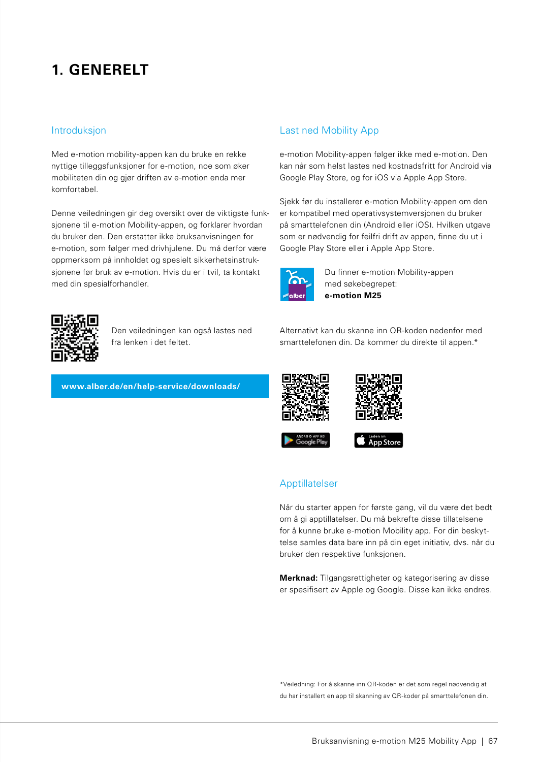# 1. GENERELT

## Introduksjon

Med e-motion mobility-appen kan du bruke en rekke nyttige tilleggsfunksjoner for e-motion, noe som øker mobiliteten din og gjør driften av e-motion enda mer komfortabel.

Denne veiledningen gir deg oversikt over de viktigste funksjonene til e-motion Mobility-appen, og forklarer hvordan du bruker den. Den erstatter ikke bruksanvisningen for e-motion, som følger med drivhjulene. Du må derfor være oppmerksom på innholdet og spesielt sikkerhetsinstruksjonene før bruk av e-motion. Hvis du er i tvil, ta kontakt med din spesialforhandler.

Den veiledningen kan også lastes ned fra lenken i det feltet.

**www.alber.de/en/help-service/downloads/**

## Last ned Mobility App

e-motion Mobility-appen følger ikke med e-motion. Den kan når som helst lastes ned kostnadsfritt for Android via Google Play Store, og for iOS via Apple App Store.

Sjekk før du installerer e-motion Mobility-appen om den er kompatibel med operativsystemversjonen du bruker på smarttelefonen din (Android eller iOS). Hvilken utgave som er nødvendig for feilfri drift av appen, finne du ut i Google Play Store eller i Apple App Store.

Du finner e-motion Mobility-appen med søkebegrepet:
**e-motion M25**

Alternativt kan du skanne inn QR-koden nedenfor med smarttelefonen din. Da kommer du direkte til appen.*

ANDROID APP BEI Google Play

Laden im App Store

## Apptillatelser

Når du starter appen for første gang, vil du være det bedt om å gi apptillatelser. Du må bekrefte disse tillatelsene for å kunne bruke e-motion Mobility app. For din beskyttelse samles data bare inn på din eget initiativ, dvs. når du bruker den respektive funksjonen.

**Merknad:** Tilgangsrettigheter og kategorisering av disse er spesifisert av Apple og Google. Disse kan ikke endres.

*Veiledning: For å skanne inn QR-koden er det som regel nødvendig at du har installert en app til skanning av QR-koder på smarttelefonen din.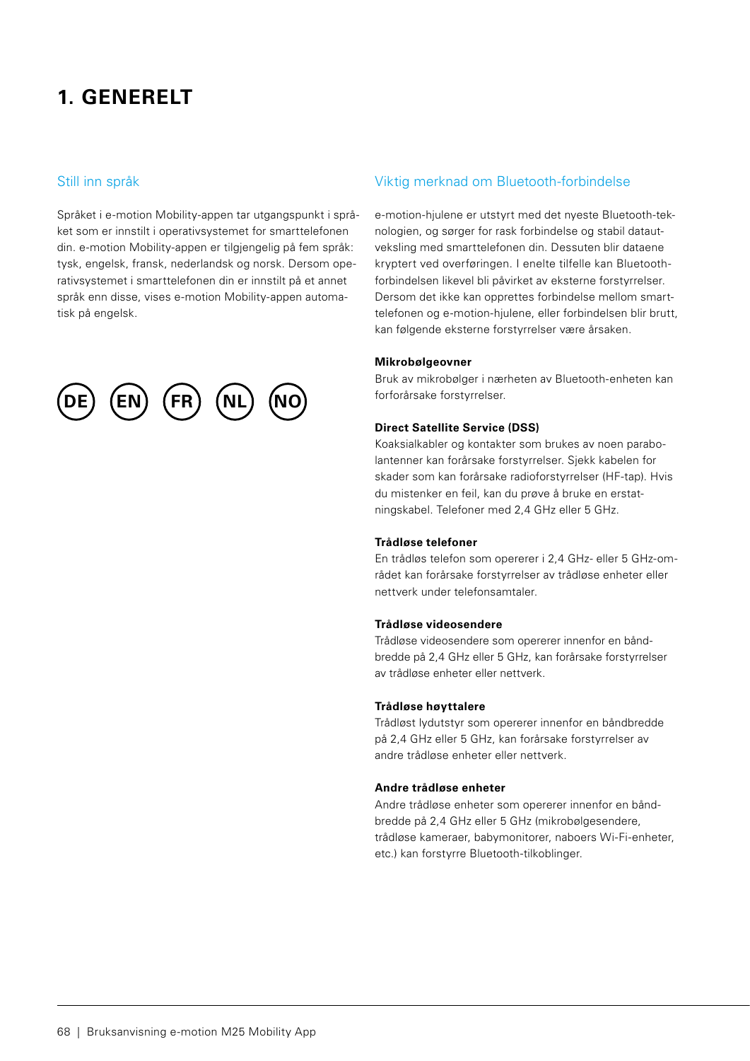# 1. GENERELT

## Still inn språk

Språket i e-motion Mobility-appen tar utgangspunkt i språket som er innstilt i operativsystemet for smarttelefonen din. e-motion Mobility-appen er tilgjengelig på fem språk: tysk, engelsk, fransk, nederlandsk og norsk. Dersom operativsystemet i smarttelefonen din er innstilt på et annet språk enn disse, vises e-motion Mobility-appen automatisk på engelsk.

DE EN FR NL NO

## Viktig merknad om Bluetooth-forbindelse

e-motion-hjulene er utstyrt med det nyeste Bluetooth-teknologien, og sørger for rask forbindelse og stabil datautveksling med smarttelefonen din. Dessuten blir dataene kryptert ved overføringen. I enelte tilfelle kan Bluetooth-forbindelsen likevel bli påvirket av eksterne forstyrrelser. Dersom det ikke kan opprettes forbindelse mellom smarttelefonen og e-motion-hjulene, eller forbindelsen blir brutt, kan følgende eksterne forstyrrelser være årsaken.

**Mikrobølgeovner**
Bruk av mikrobølger i nærheten av Bluetooth-enheten kan forforårsake forstyrrelser.

**Direct Satellite Service (DSS)**
Koaksialkabler og kontakter som brukes av noen parabolantenner kan forårsake forstyrrelser. Sjekk kabelen for skader som kan forårsake radioforstyrrelser (HF-tap). Hvis du mistenker en feil, kan du prøve å bruke en erstatningskabel. Telefoner med 2,4 GHz eller 5 GHz.

**Trådløse telefoner**
En trådløs telefon som opererer i 2,4 GHz- eller 5 GHz-området kan forårsake forstyrrelser av trådløse enheter eller nettverk under telefonsamtaler.

**Trådløse videosendere**
Trådløse videosendere som opererer innenfor en båndbredde på 2,4 GHz eller 5 GHz, kan forårsake forstyrrelser av trådløse enheter eller nettverk.

**Trådløse høyttalere**
Trådløst lydutstyr som opererer innenfor en båndbredde på 2,4 GHz eller 5 GHz, kan forårsake forstyrrelser av andre trådløse enheter eller nettverk.

**Andre trådløse enheter**
Andre trådløse enheter som opererer innenfor en båndbredde på 2,4 GHz eller 5 GHz (mikrobølgesendere, trådløse kameraer, babymonitorer, naboers Wi-Fi-enheter, etc.) kan forstyrre Bluetooth-tilkoblinger.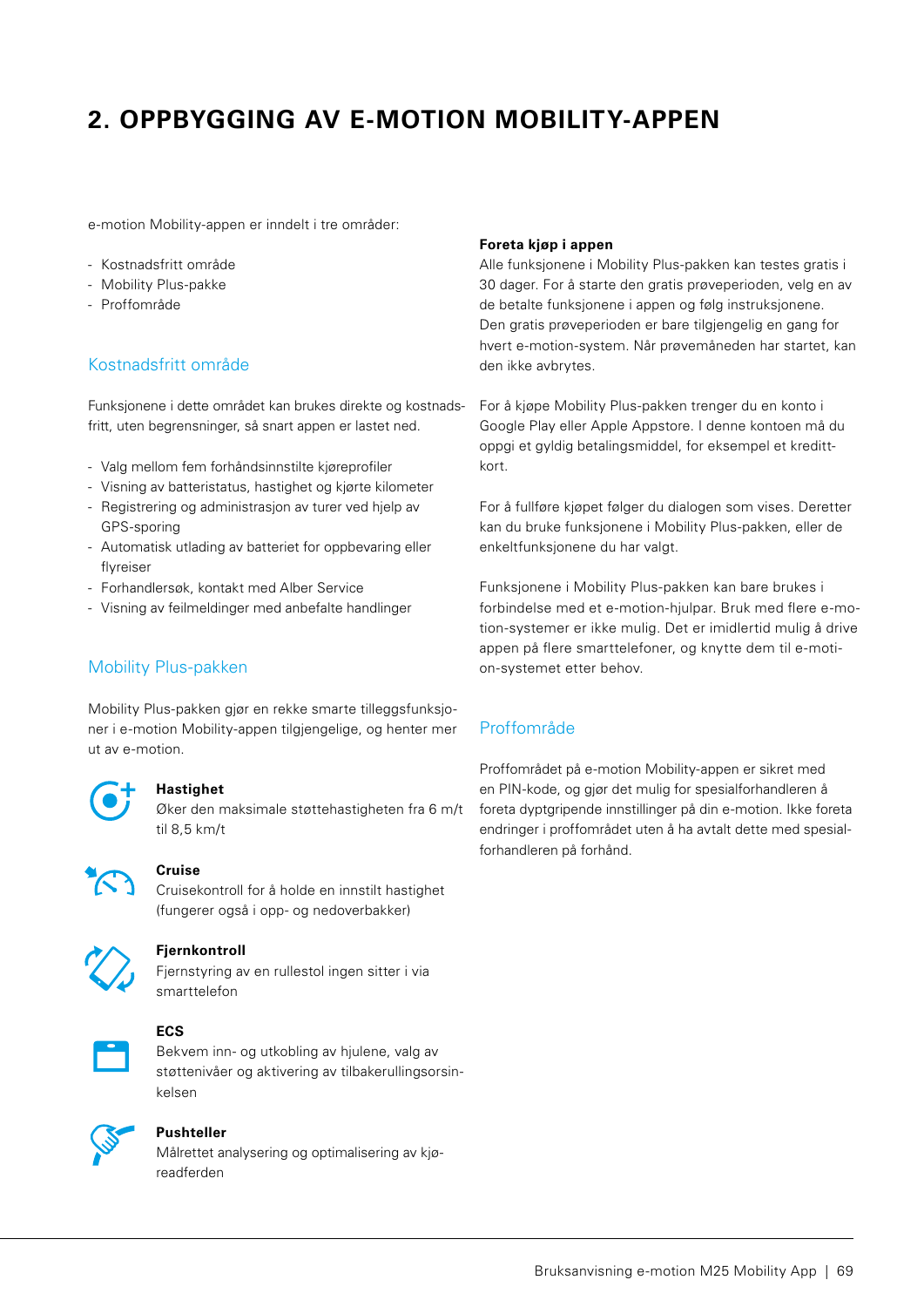# 2. OPPBYGGING AV E-MOTION MOBILITY-APPEN

e-motion Mobility-appen er inndelt i tre områder:

- Kostnadsfritt område
- Mobility Plus-pakke
- Proffområde

## Kostnadsfritt område

Funksjonene i dette området kan brukes direkte og kostnadsfritt, uten begrensninger, så snart appen er lastet ned.

- Valg mellom fem forhåndsinnstilte kjøreprofiler
- Visning av batteristatus, hastighet og kjørte kilometer
- Registrering og administrasjon av turer ved hjelp av GPS-sporing
- Automatisk utlading av batteriet for oppbevaring eller flyreiser
- Forhandlersøk, kontakt med Alber Service
- Visning av feilmeldinger med anbefalte handlinger

## Mobility Plus-pakken

Mobility Plus-pakken gjør en rekke smarte tilleggsfunksjoner i e-motion Mobility-appen tilgjengelige, og henter mer ut av e-motion.

**Hastighet**
Øker den maksimale støttehastigheten fra 6 m/t til 8,5 km/t

**Cruise**
Cruisekontroll for å holde en innstilt hastighet (fungerer også i opp- og nedoverbakker)

**Fjernkontroll**
Fjernstyring av en rullestol ingen sitter i via smarttelefon

**ECS**
Bekvem inn- og utkobling av hjulene, valg av støttenivåer og aktivering av tilbakerullingsorsinkelsen

**Pushteller**
Målrettet analysering og optimalisering av kjøreadferden

**Foreta kjøp i appen**
Alle funksjonene i Mobility Plus-pakken kan testes gratis i 30 dager. For å starte den gratis prøveperioden, velg en av de betalte funksjonene i appen og følg instruksjonene. Den gratis prøveperioden er bare tilgjengelig en gang for hvert e-motion-system. Når prøvemåneden har startet, kan den ikke avbrytes.

For å kjøpe Mobility Plus-pakken trenger du en konto i Google Play eller Apple Appstore. I denne kontoen må du oppgi et gyldig betalingsmiddel, for eksempel et kredittkort.

For å fullføre kjøpet følger du dialogen som vises. Deretter kan du bruke funksjonene i Mobility Plus-pakken, eller de enkeltfunksjonene du har valgt.

Funksjonene i Mobility Plus-pakken kan bare brukes i forbindelse med et e-motion-hjulpar. Bruk med flere e-motion-systemer er ikke mulig. Det er imidlertid mulig å drive appen på flere smarttelefoner, og knytte dem til e-motion-systemet etter behov.

## Proffområde

Proffområdet på e-motion Mobility-appen er sikret med en PIN-kode, og gjør det mulig for spesialforhandleren å foreta dyptgripende innstillinger på din e-motion. Ikke foreta endringer i proffområdet uten å ha avtalt dette med spesialforhandleren på forhånd.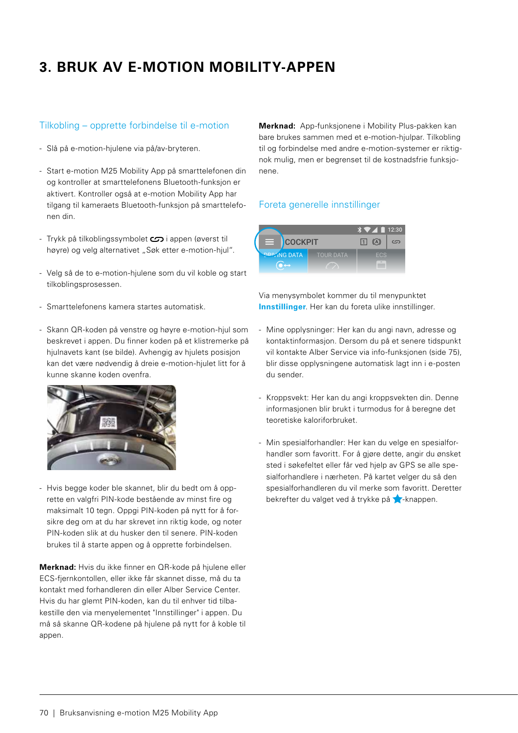# 3. BRUK AV E-MOTION MOBILITY-APPEN

## Tilkobling – opprette forbindelse til e-motion

- Slå på e-motion-hjulene via på/av-bryteren.
- Start e-motion M25 Mobility App på smarttelefonen din og kontroller at smarttelefonens Bluetooth-funksjon er aktivert. Kontroller også at e-motion Mobility App har tilgang til kameraets Bluetooth-funksjon på smarttelefonen din.
- Trykk på tilkoblingssymbolet i appen (øverst til høyre) og velg alternativet „Søk etter e-motion-hjul".
- Velg så de to e-motion-hjulene som du vil koble og start tilkoblingsprosessen.
- Smarttelefonens kamera startes automatisk.
- Skann QR-koden på venstre og høyre e-motion-hjul som beskrevet i appen. Du finner koden på et klistremerke på hjulnavets kant (se bilde). Avhengig av hjulets posisjon kan det være nødvendig å dreie e-motion-hjulet litt for å kunne skanne koden ovenfra.
- Hvis begge koder ble skannet, blir du bedt om å opprette en valgfri PIN-kode bestående av minst fire og maksimalt 10 tegn. Oppgi PIN-koden på nytt for å forsikre deg om at du har skrevet inn riktig kode, og noter PIN-koden slik at du husker den til senere. PIN-koden brukes til å starte appen og å opprette forbindelsen.

**Merknad:** Hvis du ikke finner en QR-kode på hjulene eller ECS-fjernkontollen, eller ikke får skannet disse, må du ta kontakt med forhandleren din eller Alber Service Center. Hvis du har glemt PIN-koden, kan du til enhver tid tilbakestille den via menyelementet "Innstillinger" i appen. Du må så skanne QR-kodene på hjulene på nytt for å koble til appen.

**Merknad:** App-funksjonene i Mobility Plus-pakken kan bare brukes sammen med et e-motion-hjulpar. Tilkobling til og forbindelse med andre e-motion-systemer er riktignok mulig, men er begrenset til de kostnadsfrie funksjonene.

## Foreta generelle innstillinger

Via menysymbolet kommer du til menypunktet **Innstillinger**. Her kan du foreta ulike innstillinger.

- Mine opplysninger: Her kan du angi navn, adresse og kontaktinformasjon. Dersom du på et senere tidspunkt vil kontakte Alber Service via info-funksjonen (side 75), blir disse opplysningene automatisk lagt inn i e-posten du sender.
- Kroppsvekt: Her kan du angi kroppsvekten din. Denne informasjonen blir brukt i turmodus for å beregne det teoretiske kaloriforbruket.
- Min spesialforhandler: Her kan du velge en spesialforhandler som favoritt. For å gjøre dette, angir du ønsket sted i søkefeltet eller får ved hjelp av GPS se alle spesialforhandlere i nærheten. På kartet velger du så den spesialforhandleren du vil merke som favoritt. Deretter bekrefter du valget ved å trykke på ★-knappen.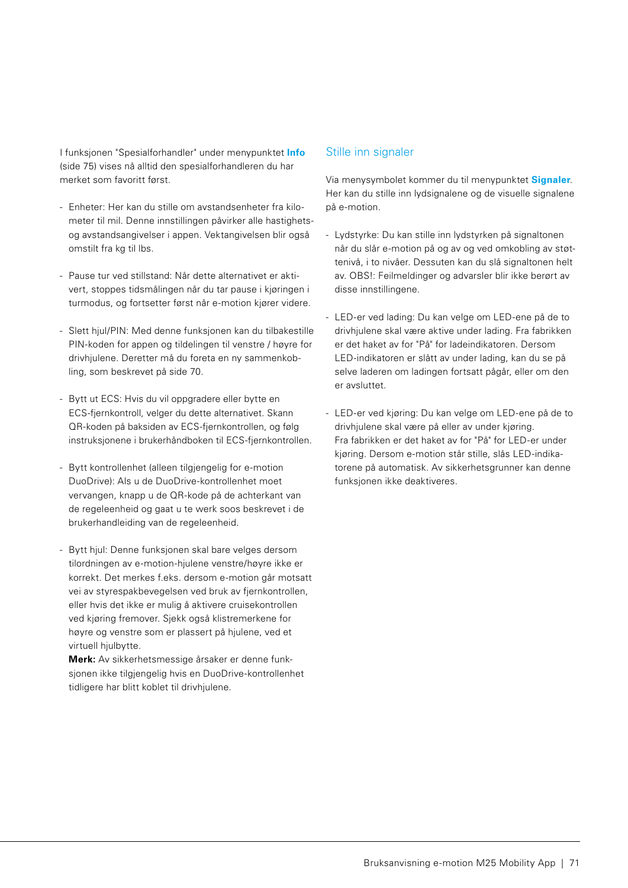I funksjonen "Spesialforhandler" under menypunktet **Info** (side 75) vises nå alltid den spesialforhandleren du har merket som favoritt først.

- Enheter: Her kan du stille om avstandsenheter fra kilometer til mil. Denne innstillingen påvirker alle hastighets- og avstandsangivelser i appen. Vektangivelsen blir også omstilt fra kg til lbs.

- Pause tur ved stillstand: Når dette alternativet er aktivert, stoppes tidsmålingen når du tar pause i kjøringen i turmodus, og fortsetter først når e-motion kjører videre.

- Slett hjul/PIN: Med denne funksjonen kan du tilbakestille PIN-koden for appen og tildelingen til venstre / høyre for drivhjulene. Deretter må du foreta en ny sammenkobling, som beskrevet på side 70.

- Bytt ut ECS: Hvis du vil oppgradere eller bytte en ECS-fjernkontroll, velger du dette alternativet. Skann QR-koden på baksiden av ECS-fjernkontrollen, og følg instruksjonene i brukerhåndboken til ECS-fjernkontrollen.

- Bytt kontrollenhet (alleen tilgjengelig for e-motion DuoDrive): Als u de DuoDrive-kontrollenhet moet vervangen, knapp u de QR-kode på de achterkant van de regeleenheid og gaat u te werk soos beskrevet i de brukerhandleiding van de regeleenheid.

- Bytt hjul: Denne funksjonen skal bare velges dersom tilordningen av e-motion-hjulene venstre/høyre ikke er korrekt. Det merkes f.eks. dersom e-motion går motsatt vei av styrespakbevegelsen ved bruk av fjernkontrollen, eller hvis det ikke er mulig å aktivere cruisekontrollen ved kjøring fremover. Sjekk også klistremerkene for høyre og venstre som er plassert på hjulene, ved et virtuell hjulbytte.
  **Merk:** Av sikkerhetsmessige årsaker er denne funksjonen ikke tilgjengelig hvis en DuoDrive-kontrollenhet tidligere har blitt koblet til drivhjulene.

## Stille inn signaler

Via menysymbolet kommer du til menypunktet **Signaler**. Her kan du stille inn lydsignalene og de visuelle signalene på e-motion.

- Lydstyrke: Du kan stille inn lydstyrken på signaltonen når du slår e-motion på og av og ved omkobling av støttenivå, i to nivåer. Dessuten kan du slå signaltonen helt av. OBS!: Feilmeldinger og advarsler blir ikke berørt av disse innstillingene.

- LED-er ved lading: Du kan velge om LED-ene på de to drivhjulene skal være aktive under lading. Fra fabrikken er det haket av for "På" for ladeindikatoren. Dersom LED-indikatoren er slått av under lading, kan du se på selve laderen om ladingen fortsatt pågår, eller om den er avsluttet.

- LED-er ved kjøring: Du kan velge om LED-ene på de to drivhjulene skal være på eller av under kjøring. Fra fabrikken er det haket av for "På" for LED-er under kjøring. Dersom e-motion står stille, slås LED-indikatorene på automatisk. Av sikkerhetsgrunner kan denne funksjonen ikke deaktiveres.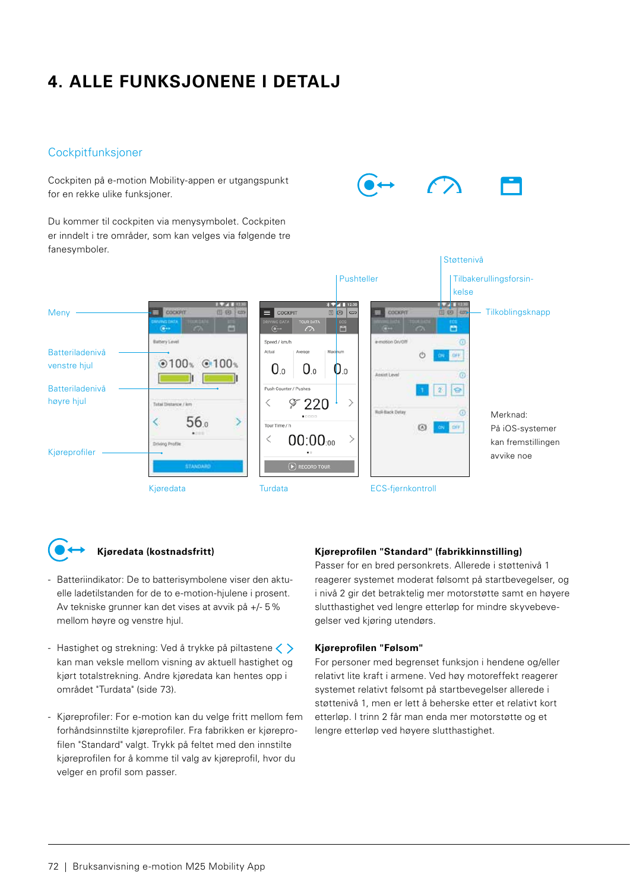# 4. ALLE FUNKSJONENE I DETALJ

## Cockpitfunksjoner

Cockpiten på e-motion Mobility-appen er utgangspunkt for en rekke ulike funksjoner.

Du kommer til cockpiten via menysymbolet. Cockpiten er inndelt i tre områder, som kan velges via følgende tre fanesymboler.

Støttenivå

Pushteller

Tilbakerullingsforsinkelse

Tilkoblingsknapp

Meny

Batterladenivå venstre hjul

Batterladenivå høyre hjul

Kjøreprofiler

Kjøredata

Turdata

ECS-fjernkontroll

Merknad:
På iOS-systemer kan fremstillingen avvike noe

### Kjøredata (kostnadsfritt)

- Batteriindikator: De to batterisymbolene viser den aktuelle ladetilstanden for de to e-motion-hjulene i prosent. Av tekniske grunner kan det vises at avvik på +/- 5 % mellom høyre og venstre hjul.

- Hastighet og strekning: Ved å trykke på piltastene < > kan man veksle mellom visning av aktuell hastighet og kjørt totalstrekning. Andre kjøredata kan hentes opp i området "Turdata" (side 73).

- Kjøreprofiler: For e-motion kan du velge fritt mellom fem forhåndsinnstilte kjøreprofiler. Fra fabrikken er kjøreprofilen "Standard" valgt. Trykk på feltet med den innstilte kjøreprofilen for å komme til valg av kjøreprofil, hvor du velger en profil som passer.

**Kjøreprofilen "Standard" (fabrikkinnstilling)**
Passer for en bred personkrets. Allerede i støttenivå 1 reagerer systemet moderat følsomt på startbevegelser, og i nivå 2 gir det betraktelig mer motorstøtte samt en høyere slutthastighet ved lengre etterløp for mindre skyvebevegelser ved kjøring utendørs.

**Kjøreprofilen "Følsom"**
For personer med begrenset funksjon i hendene og/eller relativt lite kraft i armene. Ved høy motoreffekt reagerer systemet relativt følsomt på startbevegelser allerede i støttenivå 1, men er lett å beherske etter et relativt kort etterløp. I trinn 2 får man enda mer motorstøtte og et lengre etterløp ved høyere slutthastighet.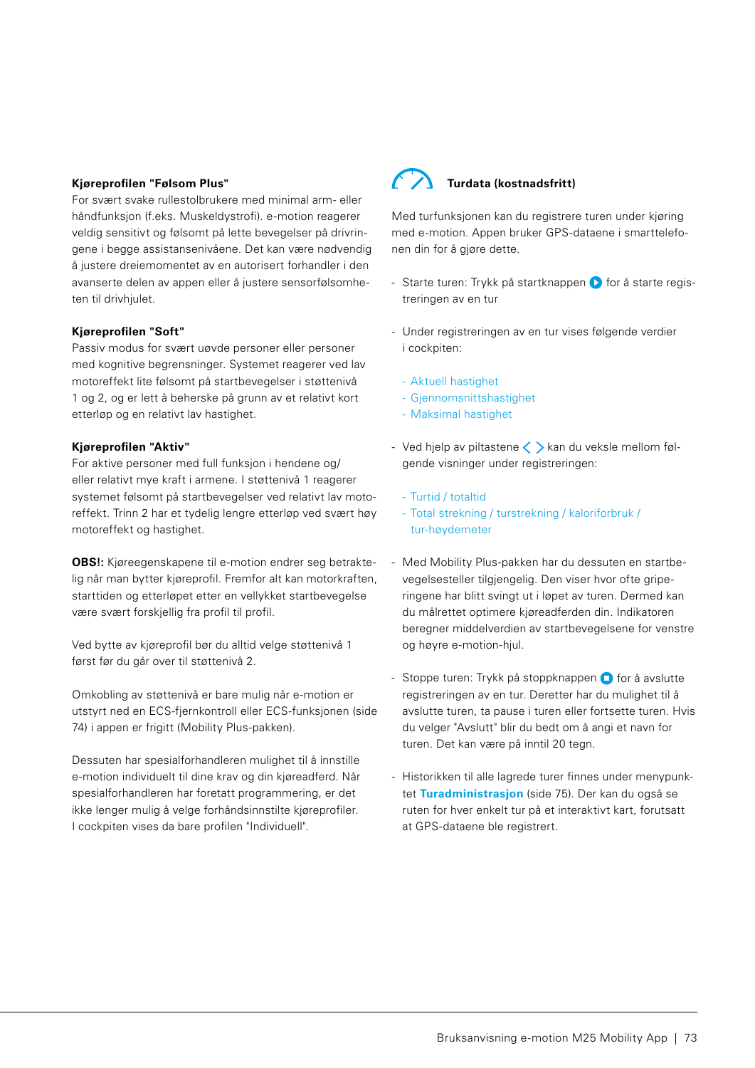**Kjøreprofilen "Følsom Plus"**
For svært svake rullestolbrukere med minimal arm- eller håndfunksjon (f.eks. Muskeldystrofi). e-motion reagerer veldig sensitivt og følsomt på lette bevegelser på drivringene i begge assistansenivåene. Det kan være nødvendig å justere dreiemomentet av en autorisert forhandler i den avanserte delen av appen eller å justere sensorfølsomheten til drivhjulet.

**Kjøreprofilen "Soft"**
Passiv modus for svært uøvde personer eller personer med kognitive begrensninger. Systemet reagerer ved lav motoreffekt lite følsomt på startbevegelser i støttenivå 1 og 2, og er lett å beherske på grunn av et relativt kort etterløp og en relativt lav hastighet.

**Kjøreprofilen "Aktiv"**
For aktive personer med full funksjon i hendene og/eller relativt mye kraft i armene. I støttenivå 1 reagerer systemet følsomt på startbevegelser ved relativt lav motoreffekt. Trinn 2 har et tydelig lengre etterløp ved svært høy motoreffekt og hastighet.

**OBS!:** Kjøreegenskapene til e-motion endrer seg betraktelig når man bytter kjøreprofil. Fremfor alt kan motorkraften, starttiden og etterløpet etter en vellykket startbevegelse være svært forskjellig fra profil til profil.

Ved bytte av kjøreprofil bør du alltid velge støttenivå 1 først før du går over til støttenivå 2.

Omkobling av støttenivå er bare mulig når e-motion er utstyrt ned en ECS-fjernkontroll eller ECS-funksjonen (side 74) i appen er frigitt (Mobility Plus-pakken).

Dessuten har spesialforhandleren mulighet til å innstille e-motion individuelt til dine krav og din kjøreadferd. Når spesialforhandleren har foretatt programmering, er det ikke lenger mulig å velge forhåndsinnstilte kjøreprofiler. I cockpiten vises da bare profilen "Individuell".

**Turdata (kostnadsfritt)**

Med turfunksjonen kan du registrere turen under kjøring med e-motion. Appen bruker GPS-dataene i smarttelefonen din for å gjøre dette.

- Starte turen: Trykk på startknappen for å starte registreringen av en tur
- Under registreringen av en tur vises følgende verdier i cockpiten:
  - Aktuell hastighet
  - Gjennomsnittshastighet
  - Maksimal hastighet
- Ved hjelp av piltastene < > kan du veksle mellom følgende visninger under registreringen:
  - Turtid / totaltid
  - Total strekning / turstrekning / kaloriforbruk / tur-høydemeter
- Med Mobility Plus-pakken har du dessuten en startbevegelsesteller tilgjengelig. Den viser hvor ofte griperingene har blitt svingt ut i løpet av turen. Dermed kan du målrettet optimere kjøreadferden din. Indikatoren beregner middelverdien av startbevegelsene for venstre og høyre e-motion-hjul.
- Stoppe turen: Trykk på stoppknappen for å avslutte registreringen av en tur. Deretter har du mulighet til å avslutte turen, ta pause i turen eller fortsette turen. Hvis du velger "Avslutt" blir du bedt om å angi et navn for turen. Det kan være på inntil 20 tegn.
- Historikken til alle lagrede turer finnes under menypunktet **Turadministrasjon** (side 75). Der kan du også se ruten for hver enkelt tur på et interaktivt kart, forutsatt at GPS-dataene ble registrert.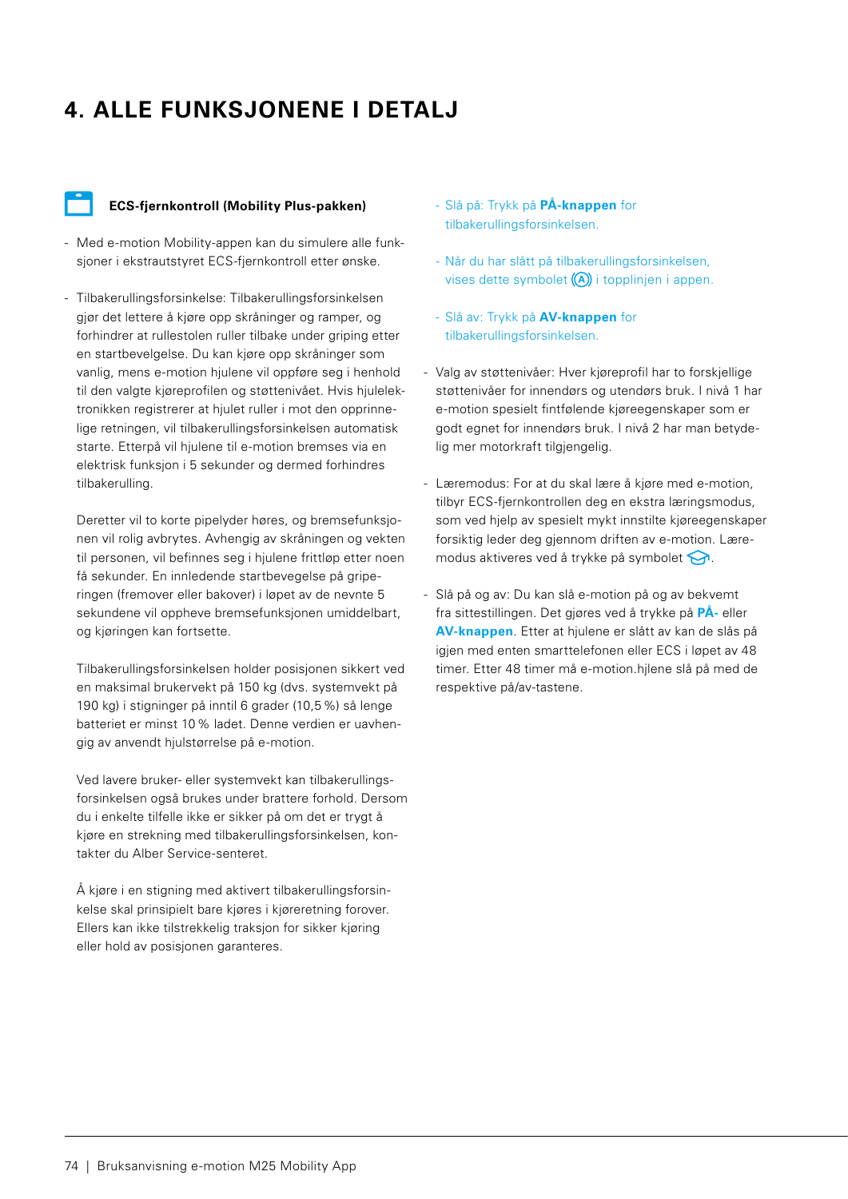# 4. ALLE FUNKSJONENE I DETALJ

**ECS-fjernkontroll (Mobility Plus-pakken)**

- Med e-motion Mobility-appen kan du simulere alle funksjoner i ekstrautstyret ECS-fjernkontroll etter ønske.

- Tilbakerullingsforsinkelse: Tilbakerullingsforsinkelsen gjør det lettere å kjøre opp skråninger og ramper, og forhindrer at rullestolen ruller tilbake under griping etter en startbevelgelse. Du kan kjøre opp skråninger som vanlig, mens e-motion hjulene vil oppføre seg i henhold til den valgte kjøreprofilen og støttenivået. Hvis hjulelektronikken registrerer at hjulet ruller i mot den opprinnelige retningen, vil tilbakerullingsforsinkelsen automatisk starte. Etterpå vil hjulene til e-motion bremses via en elektrisk funksjon i 5 sekunder og dermed forhindres tilbakerulling.

  Deretter vil to korte pipelyder høres, og bremsefunksjonen vil rolig avbrytes. Avhengig av skråningen og vekten til personen, vil befinnes seg i hjulene frittløp etter noen få sekunder. En innledende startbevegelse på griperingen (fremover eller bakover) i løpet av de nevnte 5 sekundene vil oppheve bremsefunksjonen umiddelbart, og kjøringen kan fortsette.

  Tilbakerullingsforsinkelsen holder posisjonen sikkert ved en maksimal brukervekt på 150 kg (dvs. systemvekt på 190 kg) i stigninger på inntil 6 grader (10,5 %) så lenge batteriet er minst 10 % ladet. Denne verdien er uavhengig av anvendt hjulstørrelse på e-motion.

  Ved lavere bruker- eller systemvekt kan tilbakerullingsforsinkelsen også brukes under brattere forhold. Dersom du i enkelte tilfelle ikke er sikker på om det er trygt å kjøre en strekning med tilbakerullingsforsinkelsen, kontakter du Alber Service-senteret.

  Å kjøre i en stigning med aktivert tilbakerullingsforsinkelse skal prinsipielt bare kjøres i kjøreretning forover. Ellers kan ikke tilstrekkelig traksjon for sikker kjøring eller hold av posisjonen garanteres.

  - Slå på: Trykk på **PÅ-knappen** for tilbakerullingsforsinkelsen.

  - Når du har slått på tilbakerullingsforsinkelsen, vises dette symbolet (A) i topplinjen i appen.

  - Slå av: Trykk på **AV-knappen** for tilbakerullingsforsinkelsen.

- Valg av støttenivåer: Hver kjøreprofil har to forskjellige støttenivåer for innendørs og utendørs bruk. I nivå 1 har e-motion spesielt fintfølende kjøreegenskaper som er godt egnet for innendørs bruk. I nivå 2 har man betydelig mer motorkraft tilgjengelig.

- Læremodus: For at du skal lære å kjøre med e-motion, tilbyr ECS-fjernkontrollen deg en ekstra læringsmodus, som ved hjelp av spesielt mykt innstilte kjøreegenskaper forsiktig leder deg gjennom driften av e-motion. Læremodus aktiveres ved å trykke på symbolet.

- Slå på og av: Du kan slå e-motion på og av bekvemt fra sittestillingen. Det gjøres ved å trykke på **PÅ-** eller **AV-knappen**. Etter at hjulene er slått av kan de slås på igjen med enten smarttelefonen eller ECS i løpet av 48 timer. Etter 48 timer må e-motion.hjelene slå på med de respektive på/av-tastene.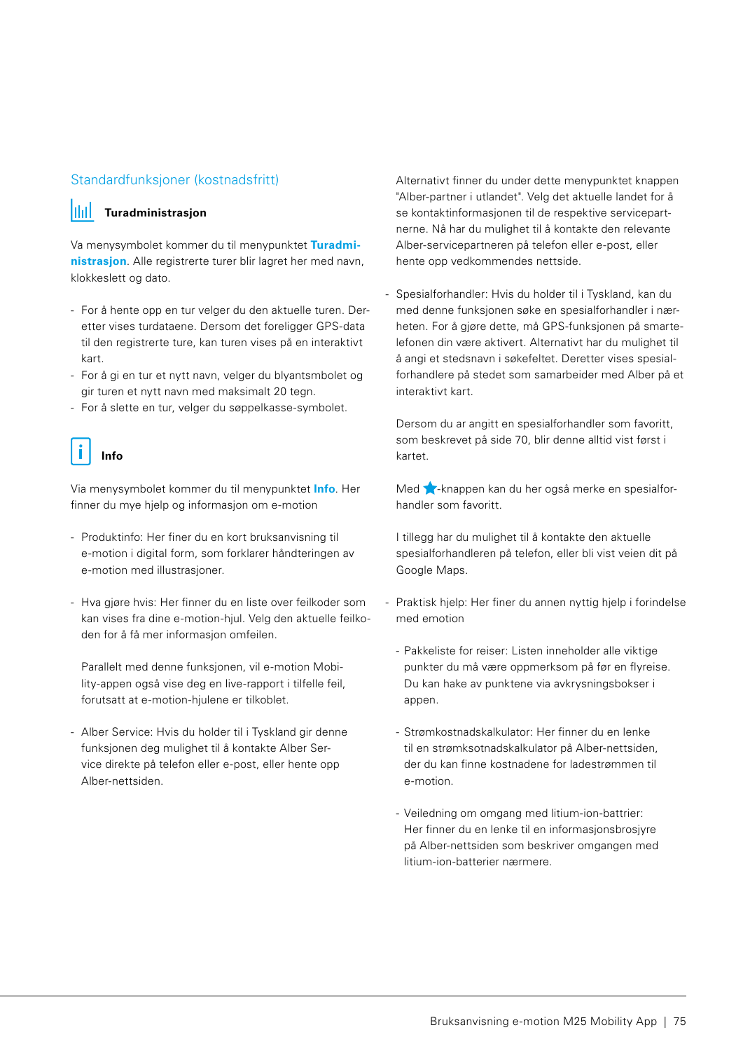## Standardfunksjoner (kostnadsfritt)

### Turadministrasjon

Va menysymbolet kommer du til menypunktet **Turadministrasjon**. Alle registrerte turer blir lagret her med navn, klokkeslett og dato.

- For å hente opp en tur velger du den aktuelle turen. Deretter vises turdataene. Dersom det foreligger GPS-data til den registrerte ture, kan turen vises på en interaktivt kart.
- For å gi en tur et nytt navn, velger du blyantsmbolet og gir turen et nytt navn med maksimalt 20 tegn.
- For å slette en tur, velger du søppelkasse-symbolet.

### Info

Via menysymbolet kommer du til menypunktet **Info**. Her finner du mye hjelp og informasjon om e-motion

- Produktinfo: Her finer du en kort bruksanvisning til e-motion i digital form, som forklarer håndteringen av e-motion med illustrasjoner.

- Hva gjøre hvis: Her finner du en liste over feilkoder som kan vises fra dine e-motion-hjul. Velg den aktuelle feilkoden for å få mer informasjon omfeilen.

  Parallelt med denne funksjonen, vil e-motion Mobility-appen også vise deg en live-rapport i tilfelle feil, forutsatt at e-motion-hjulene er tilkoblet.

- Alber Service: Hvis du holder til i Tyskland gir denne funksjonen deg mulighet til å kontakte Alber Service direkte på telefon eller e-post, eller hente opp Alber-nettsiden.

  Alternativt finner du under dette menypunktet knappen "Alber-partner i utlandet". Velg det aktuelle landet for å se kontaktinformasjonen til de respektive servicepartnerne. Nå har du mulighet til å kontakte den relevante Alber-servicepartneren på telefon eller e-post, eller hente opp vedkommendes nettside.

- Spesialforhandler: Hvis du holder til i Tyskland, kan du med denne funksjonen søke en spesialforhandler i nærheten. For å gjøre dette, må GPS-funksjonen på smartelefonen din være aktivert. Alternativt har du mulighet til å angi et stedsnavn i søkefeltet. Deretter vises spesialforhandlere på stedet som samarbeider med Alber på et interaktivt kart.

  Dersom du ar angitt en spesialforhandler som favoritt, som beskrevet på side 70, blir denne alltid vist først i kartet.

  Med ★-knappen kan du her også merke en spesialforhandler som favoritt.

  I tillegg har du mulighet til å kontakte den aktuelle spesialforhandleren på telefon, eller bli vist veien dit på Google Maps.

- Praktisk hjelp: Her finer du annen nyttig hjelp i forindelse med emotion

  - Pakkeliste for reiser: Listen inneholder alle viktige punkter du må være oppmerksom på før en flyreise. Du kan hake av punktene via avkrysningsbokser i appen.

  - Strømkostnadskalkulator: Her finner du en lenke til en strømksotnadskalkulator på Alber-nettsiden, der du kan finne kostnadene for ladestrømmen til e-motion.

  - Veiledning om omgang med litium-ion-battrier: Her finner du en lenke til en informasjonsbrosjyre på Alber-nettsiden som beskriver omgangen med litium-ion-batterier nærmere.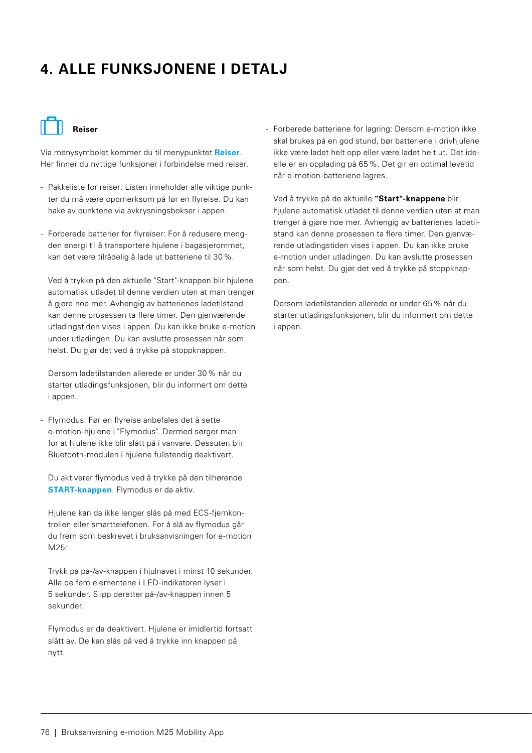# 4. ALLE FUNKSJONENE I DETALJ

### Reiser

Via menysymbolet kommer du til menypunktet **Reiser**. Her finner du nyttige funksjoner i forbindelse med reiser.

- Pakkeliste for reiser: Listen inneholder alle viktige punkter du må være oppmerksom på før en flyreise. Du kan hake av punktene via avkrysningsbokser i appen.

- Forberede batterier for flyreiser: For å redusere mengden energi til å transportere hjulene i bagasjerommet, kan det være tilrådelig å lade ut batteriene til 30 %.

  Ved å trykke på den aktuelle "Start"-knappen blir hjulene automatisk utladet til denne verdien uten at man trenger å gjøre noe mer. Avhengig av batterienes ladetilstand kan denne prosessen ta flere timer. Den gjenværende utladingstiden vises i appen. Du kan ikke bruke e-motion under utladingen. Du kan avslutte prosessen når som helst. Du gjør det ved å trykke på stoppknappen.

  Dersom ladetilstanden allerede er under 30 % når du starter utladingsfunksjonen, blir du informert om dette i appen.

- Flymodus: Før en flyreise anbefales det å sette e-motion-hjulene i "Flymodus". Dermed sørger man for at hjulene ikke blir slått på i vanvare. Dessuten blir Bluetooth-modulen i hjulene fullstendig deaktivert.

  Du aktiverer flymodus ved å trykke på den tilhørende **START-knappen**. Flymodus er da aktiv.

  Hjulene kan da ikke lenger slås på med ECS-fjernkontrollen eller smarttelefonen. For å slå av flymodus går du frem som beskrevet i bruksanvisningen for e-motion M25:

  Trykk på på-/av-knappen i hjulnavet i minst 10 sekunder. Alle de fem elementene i LED-indikatoren lyser i 5 sekunder. Slipp deretter på-/av-knappen innen 5 sekunder.

  Flymodus er da deaktivert. Hjulene er imidlertid fortsatt slått av. De kan slås på ved å trykke inn knappen på nytt.

- Forberede batteriene for lagring: Dersom e-motion ikke skal brukes på en god stund, bør batteriene i drivhjulene ikke være ladet helt opp eller være ladet helt ut. Det ideelle er en opplading på 65 %. Det gir en optimal levetid når e-motion-batteriene lagres.

  Ved å trykke på de aktuelle **"Start"-knappene** blir hjulene automatisk utladet til denne verdien uten at man trenger å gjøre noe mer. Avhengig av batterienes ladetilstand kan denne prosessen ta flere timer. Den gjenværende utladingstiden vises i appen. Du kan ikke bruke e-motion under utladingen. Du kan avslutte prosessen når som helst. Du gjør det ved å trykke på stoppknappen.

  Dersom ladetilstanden allerede er under 65 % når du starter utladingsfunksjonen, blir du informert om dette i appen.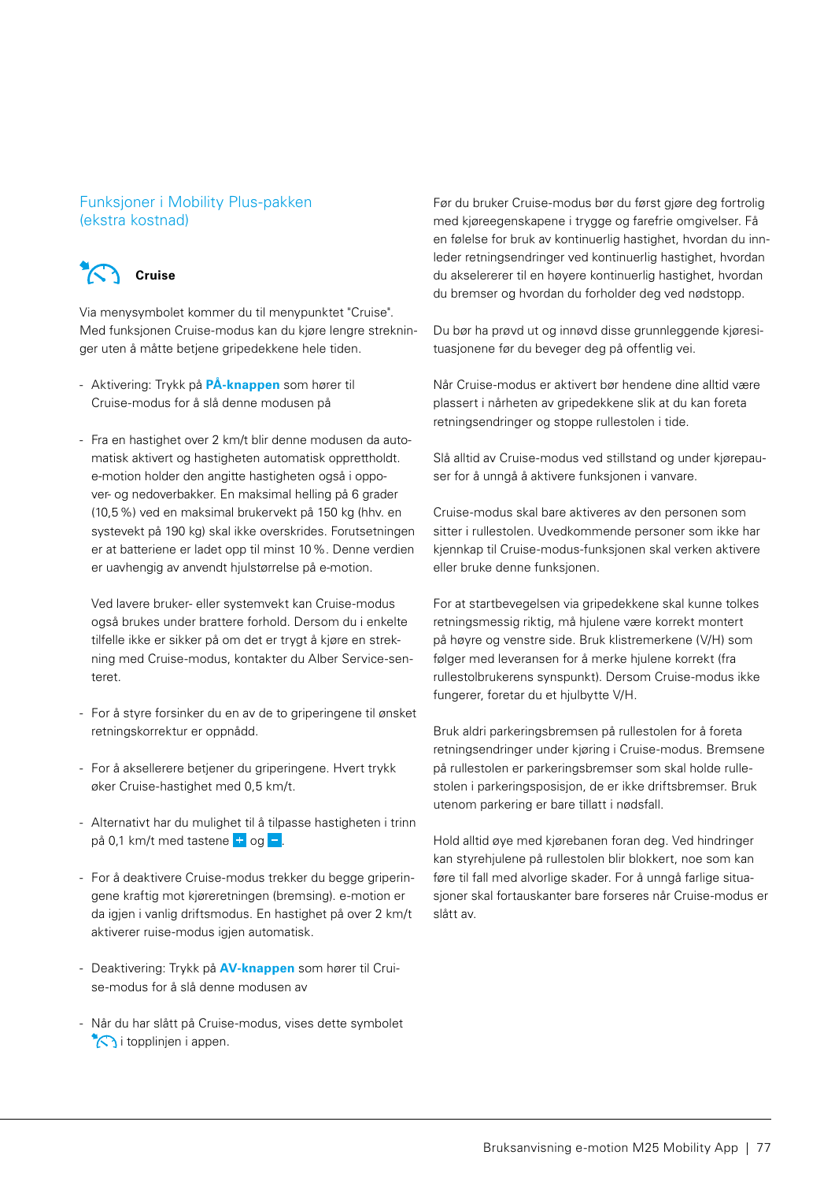## Funksjoner i Mobility Plus-pakken (ekstra kostnad)

### Cruise

Via menysymbolet kommer du til menypunktet "Cruise". Med funksjonen Cruise-modus kan du kjøre lengre strekninger uten å måtte betjene gripedekkene hele tiden.

- Aktivering: Trykk på **PÅ-knappen** som hører til Cruise-modus for å slå denne modusen på
- Fra en hastighet over 2 km/t blir denne modusen da automatisk aktivert og hastigheten automatisk opprettholdt. e-motion holder den angitte hastigheten også i oppover- og nedoverbakker. En maksimal helling på 6 grader (10,5 %) ved en maksimal brukervekt på 150 kg (hhv. en systevekt på 190 kg) skal ikke overskrides. Forutsetningen er at batteriene er ladet opp til minst 10 %. Denne verdien er uavhengig av anvendt hjulstørrelse på e-motion.

  Ved lavere bruker- eller systemvekt kan Cruise-modus også brukes under brattere forhold. Dersom du i enkelte tilfelle ikke er sikker på om det er trygt å kjøre en strekning med Cruise-modus, kontakter du Alber Service-senteret.
- For å styre forsinker du en av de to griperingene til ønsket retningskorrektur er oppnådd.
- For å aksellerere betjener du griperingene. Hvert trykk øker Cruise-hastighet med 0,5 km/t.
- Alternativt har du mulighet til å tilpasse hastigheten i trinn på 0,1 km/t med tastene + og −.
- For å deaktivere Cruise-modus trekker du begge griperingene kraftig mot kjøreretningen (bremsing). e-motion er da igjen i vanlig driftsmodus. En hastighet på over 2 km/t aktiverer ruise-modus igjen automatisk.
- Deaktivering: Trykk på **AV-knappen** som hører til Cruise-modus for å slå denne modusen av
- Når du har slått på Cruise-modus, vises dette symbolet i topplinjen i appen.

Før du bruker Cruise-modus bør du først gjøre deg fortrolig med kjøreegenskapene i trygge og farefrie omgivelser. Få en følelse for bruk av kontinuerlig hastighet, hvordan du innleder retningsendringer ved kontinuerlig hastighet, hvordan du akselererer til en høyere kontinuerlig hastighet, hvordan du bremser og hvordan du forholder deg ved nødstopp.

Du bør ha prøvd ut og innøvd disse grunnleggende kjøresituasjonene før du beveger deg på offentlig vei.

Når Cruise-modus er aktivert bør hendene dine alltid være plassert i nårheten av gripedekkene slik at du kan foreta retningsendringer og stoppe rullestolen i tide.

Slå alltid av Cruise-modus ved stillstand og under kjørepauser for å unngå å aktivere funksjonen i vanvare.

Cruise-modus skal bare aktiveres av den personen som sitter i rullestolen. Uvedkommende personer som ikke har kjennkap til Cruise-modus-funksjonen skal verken aktivere eller bruke denne funksjonen.

For at startbevegelsen via gripedekkene skal kunne tolkes retningsmessig riktig, må hjulene være korrekt montert på høyre og venstre side. Bruk klistremerkene (V/H) som følger med leveransen for å merke hjulene korrekt (fra rullestolbrukerens synspunkt). Dersom Cruise-modus ikke fungerer, foretar du et hjulbytte V/H.

Bruk aldri parkeringsbremsen på rullestolen for å foreta retningsendringer under kjøring i Cruise-modus. Bremsene på rullestolen er parkeringsbremser som skal holde rullestolen i parkeringsposisjon, de er ikke driftsbremser. Bruk utenom parkering er bare tillatt i nødsfall.

Hold alltid øye med kjørebanen foran deg. Ved hindringer kan styrehjulene på rullestolen blir blokkert, noe som kan føre til fall med alvorlige skader. For å unngå farlige situasjoner skal fortauskanter bare forseres når Cruise-modus er slått av.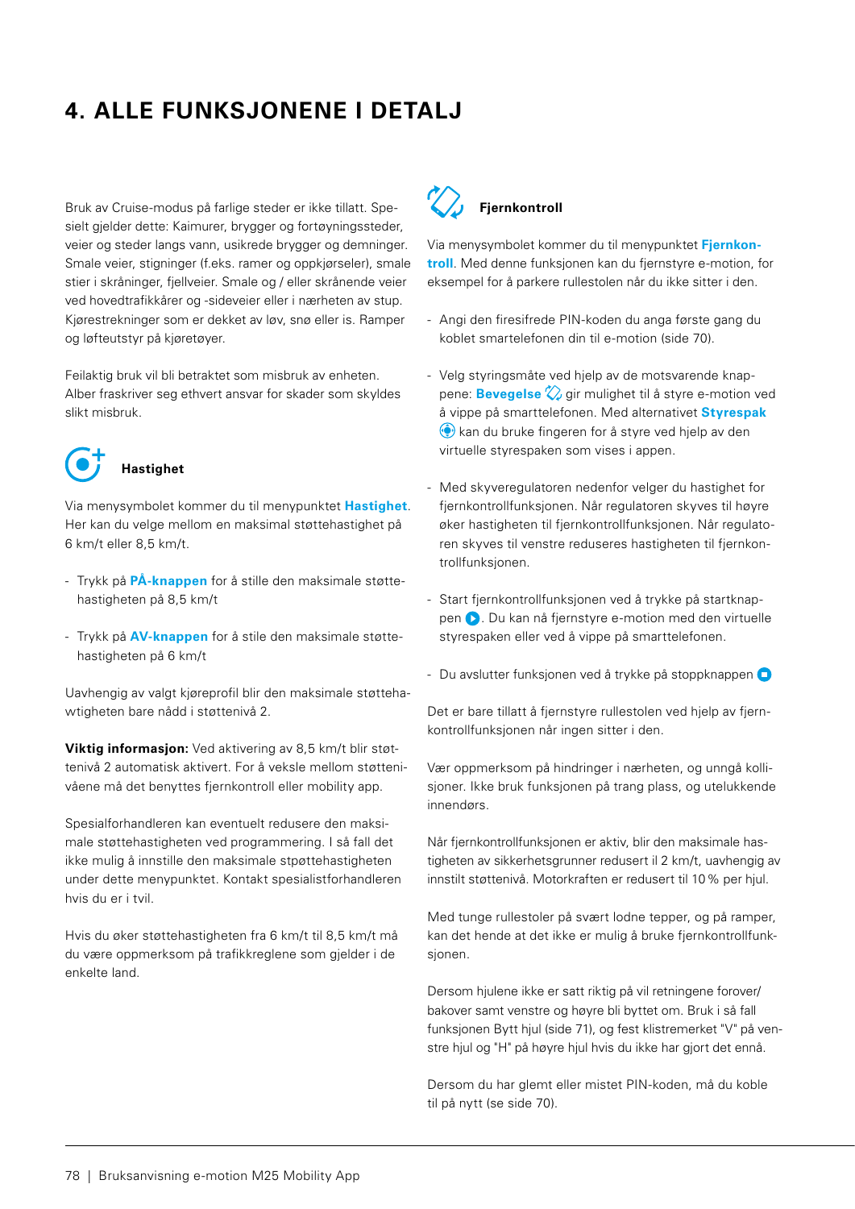# 4. ALLE FUNKSJONENE I DETALJ

Bruk av Cruise-modus på farlige steder er ikke tillatt. Spesielt gjelder dette: Kaimurer, brygger og fortøyningssteder, veier og steder langs vann, usikrede brygger og demninger. Smale veier, stigninger (f.eks. ramer og oppkjørseler), smale stier i skråninger, fjellveier. Smale og / eller skrånende veier ved hovedtrafikkårer og -sideveier eller i nærheten av stup. Kjørestrekninger som er dekket av løv, snø eller is. Ramper og løfteutstyr på kjøretøyer.

Feilaktig bruk vil bli betraktet som misbruk av enheten. Alber fraskriver seg ethvert ansvar for skader som skyldes slikt misbruk.

### Hastighet

Via menysymbolet kommer du til menypunktet **Hastighet**. Her kan du velge mellom en maksimal støttehastighet på 6 km/t eller 8,5 km/t.

- Trykk på **PÅ-knappen** for å stille den maksimale støttehastigheten på 8,5 km/t
- Trykk på **AV-knappen** for å stile den maksimale støttehastigheten på 6 km/t

Uavhengig av valgt kjøreprofil blir den maksimale støttehawtigheten bare nådd i støttenivå 2.

**Viktig informasjon:** Ved aktivering av 8,5 km/t blir støttenivå 2 automatisk aktivert. For å veksle mellom støttenivåene må det benyttes fjernkontroll eller mobility app.

Spesialforhandleren kan eventuelt redusere den maksimale støttehastigheten ved programmering. I så fall det ikke mulig å innstille den maksimale stpøttehastigheten under dette menypunktet. Kontakt spesialistforhandleren hvis du er i tvil.

Hvis du øker støttehastigheten fra 6 km/t til 8,5 km/t må du være oppmerksom på trafikkreglene som gjelder i de enkelte land.

### Fjernkontroll

Via menysymbolet kommer du til menypunktet **Fjernkontroll**. Med denne funksjonen kan du fjernstyre e-motion, for eksempel for å parkere rullestolen når du ikke sitter i den.

- Angi den firesifrede PIN-koden du anga første gang du koblet smartelefonen din til e-motion (side 70).
- Velg styringsmåte ved hjelp av de motsvarende knappene: **Bevegelse** gir mulighet til å styre e-motion ved å vippe på smarttelefonen. Med alternativet **Styrespak** kan du bruke fingeren for å styre ved hjelp av den virtuelle styrespaken som vises i appen.
- Med skyveregulatoren nedenfor velger du hastighet for fjernkontrollfunksjonen. Når regulatoren skyves til høyre øker hastigheten til fjernkontrollfunksjonen. Når regulatoren skyves til venstre reduseres hastigheten til fjernkontrollfunksjonen.
- Start fjernkontrollfunksjonen ved å trykke på startknappen. Du kan nå fjernstyre e-motion med den virtuelle styrespaken eller ved å vippe på smarttelefonen.
- Du avslutter funksjonen ved å trykke på stoppknappen

Det er bare tillatt å fjernstyre rullestolen ved hjelp av fjernkontrollfunksjonen når ingen sitter i den.

Vær oppmerksom på hindringer i nærheten, og unngå kollisjoner. Ikke bruk funksjonen på trang plass, og utelukkende innendørs.

Når fjernkontrollfunksjonen er aktiv, blir den maksimale hastigheten av sikkerhetsgrunner redusert il 2 km/t, uavhengig av innstilt støttenivå. Motorkraften er redusert til 10 % per hjul.

Med tunge rullestoler på svært lodne tepper, og på ramper, kan det hende at det ikke er mulig å bruke fjernkontrollfunksjonen.

Dersom hjulene ikke er satt riktig på vil retningene forover/bakover samt venstre og høyre bli byttet om. Bruk i så fall funksjonen Bytt hjul (side 71), og fest klistremerket "V" på venstre hjul og "H" på høyre hjul hvis du ikke har gjort det ennå.

Dersom du har glemt eller mistet PIN-koden, må du koble til på nytt (se side 70).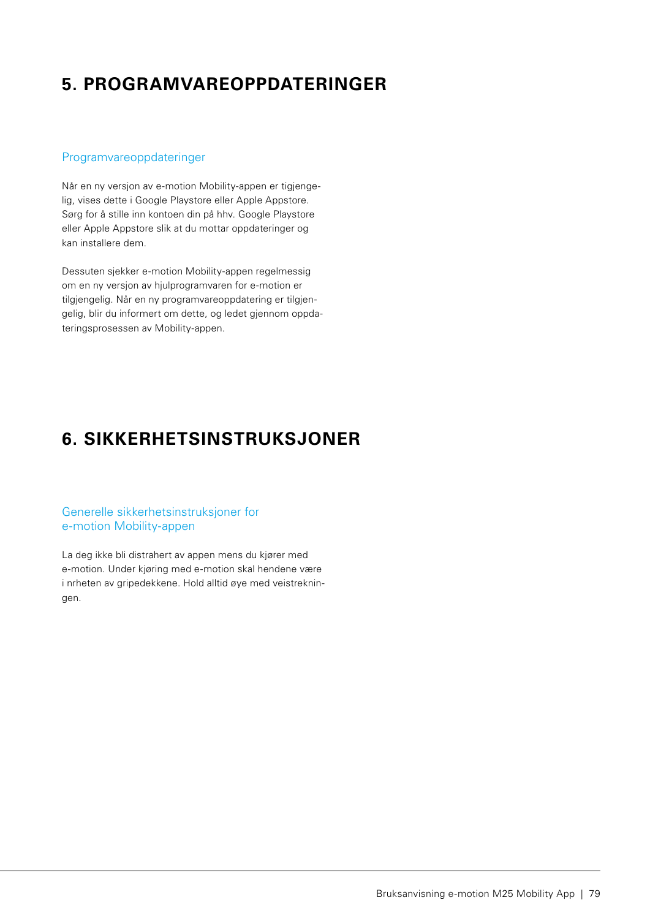# 5. PROGRAMVAREOPPDATERINGER

## Programvareoppdateringer

Når en ny versjon av e-motion Mobility-appen er tigjengelig, vises dette i Google Playstore eller Apple Appstore. Sørg for å stille inn kontoen din på hhv. Google Playstore eller Apple Appstore slik at du mottar oppdateringer og kan installere dem.

Dessuten sjekker e-motion Mobility-appen regelmessig om en ny versjon av hjulprogramvaren for e-motion er tilgjengelig. Når en ny programvareoppdatering er tilgjengelig, blir du informert om dette, og ledet gjennom oppdateringsprosessen av Mobility-appen.

# 6. SIKKERHETSINSTRUKSJONER

## Generelle sikkerhetsinstruksjoner for e-motion Mobility-appen

La deg ikke bli distrahert av appen mens du kjører med e-motion. Under kjøring med e-motion skal hendene være i nrheten av gripedekkene. Hold alltid øye med veistrekningen.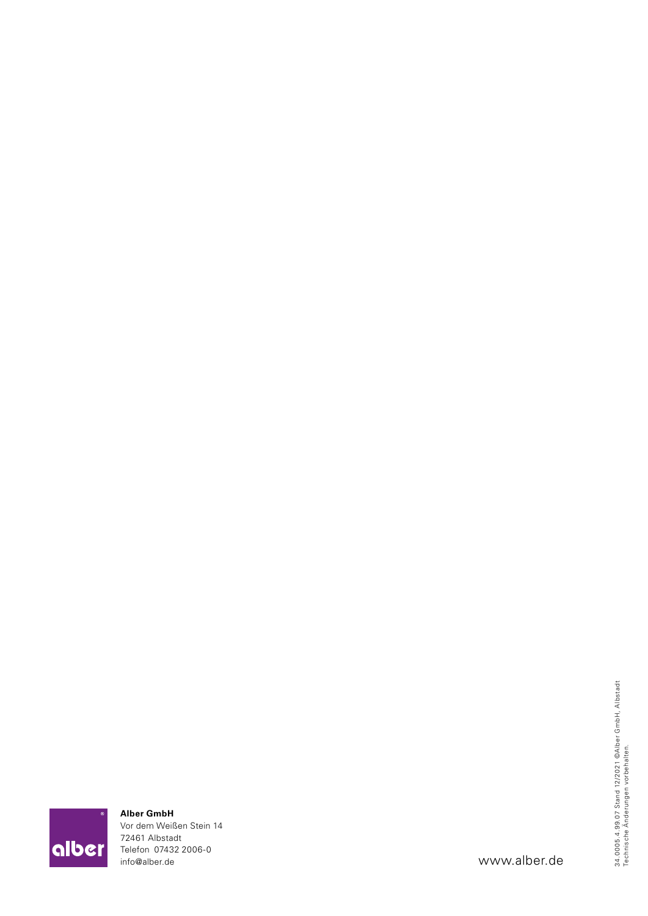**Alber GmbH**
Vor dem Weißen Stein 14
72461 Albstadt
Telefon 07432 2006-0
info@alber.de

www.alber.de

34.0005.4.99.07 Stand 12/2021 ©Alber GmbH, Albstadt
Technische Änderungen vorbehalten.